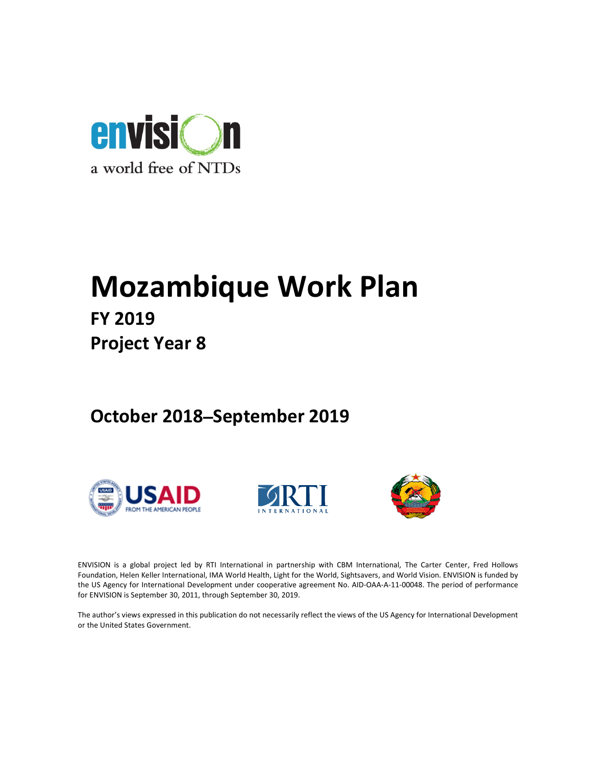envision

a world free of NTDs

# Mozambique Work Plan

## FY 2019

## Project Year 8

## October 2018–September 2019

USAID FROM THE AMERICAN PEOPLE

RTI INTERNATIONAL

ENVISION is a global project led by RTI International in partnership with CBM International, The Carter Center, Fred Hollows Foundation, Helen Keller International, IMA World Health, Light for the World, Sightsavers, and World Vision. ENVISION is funded by the US Agency for International Development under cooperative agreement No. AID-OAA-A-11-00048. The period of performance for ENVISION is September 30, 2011, through September 30, 2019.

The author's views expressed in this publication do not necessarily reflect the views of the US Agency for International Development or the United States Government.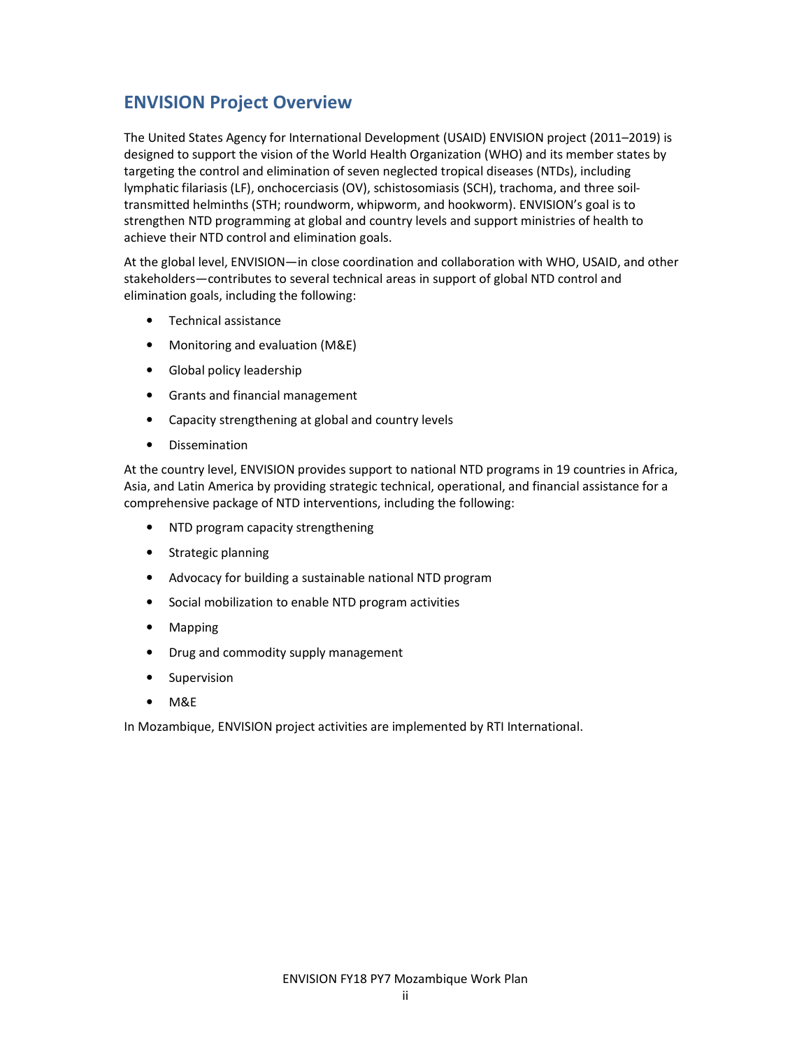## ENVISION Project Overview

The United States Agency for International Development (USAID) ENVISION project (2011–2019) is designed to support the vision of the World Health Organization (WHO) and its member states by targeting the control and elimination of seven neglected tropical diseases (NTDs), including lymphatic filariasis (LF), onchocerciasis (OV), schistosomiasis (SCH), trachoma, and three soil-transmitted helminths (STH; roundworm, whipworm, and hookworm). ENVISION's goal is to strengthen NTD programming at global and country levels and support ministries of health to achieve their NTD control and elimination goals.

At the global level, ENVISION—in close coordination and collaboration with WHO, USAID, and other stakeholders—contributes to several technical areas in support of global NTD control and elimination goals, including the following:

- Technical assistance
- Monitoring and evaluation (M&E)
- Global policy leadership
- Grants and financial management
- Capacity strengthening at global and country levels
- Dissemination

At the country level, ENVISION provides support to national NTD programs in 19 countries in Africa, Asia, and Latin America by providing strategic technical, operational, and financial assistance for a comprehensive package of NTD interventions, including the following:

- NTD program capacity strengthening
- Strategic planning
- Advocacy for building a sustainable national NTD program
- Social mobilization to enable NTD program activities
- Mapping
- Drug and commodity supply management
- Supervision
- M&E

In Mozambique, ENVISION project activities are implemented by RTI International.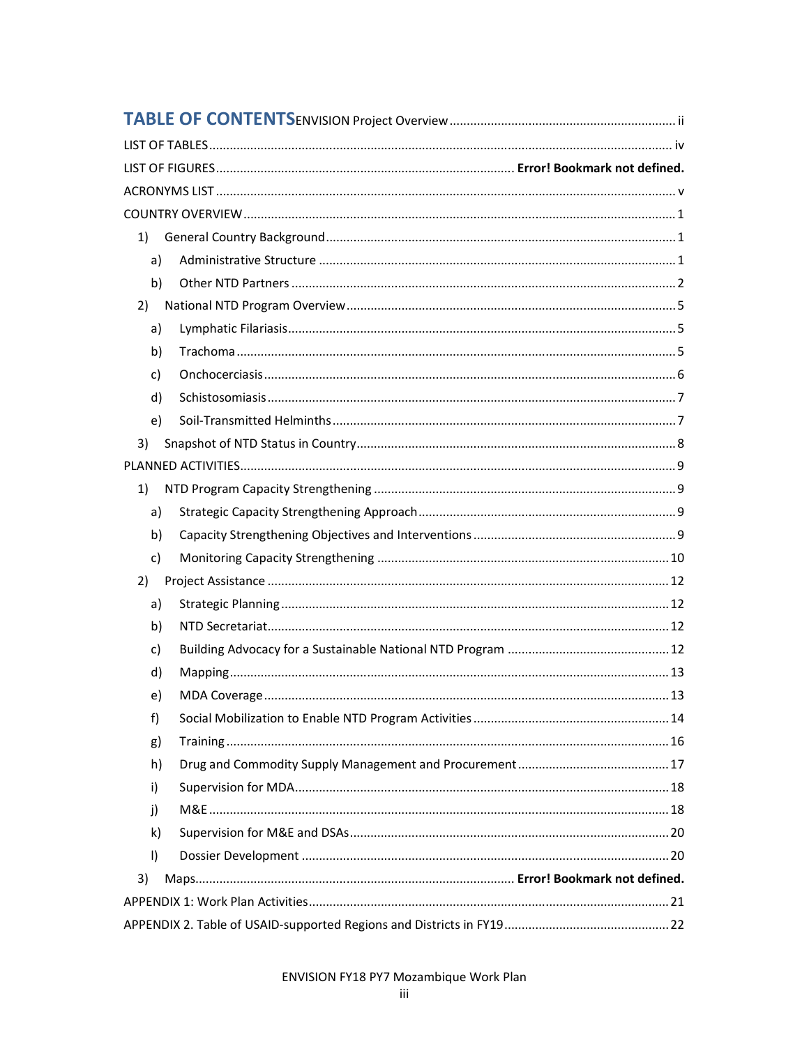# TABLE OF CONTENTS

ENVISION Project Overview .................................................................. ii

LIST OF TABLES .................................................................................................................. iv

LIST OF FIGURES ........................................................................ **Error! Bookmark not defined.**

ACRONYMS LIST ..................................................................................................................... v

COUNTRY OVERVIEW ............................................................................................................ 1

- 1) General Country Background ..................................................................................... 1
  - a) Administrative Structure ....................................................................................... 1
  - b) Other NTD Partners ............................................................................................... 2
- 2) National NTD Program Overview ................................................................................ 5
  - a) Lymphatic Filariasis ................................................................................................ 5
  - b) Trachoma .............................................................................................................. 5
  - c) Onchocerciasis ....................................................................................................... 6
  - d) Schistosomiasis ...................................................................................................... 7
  - e) Soil-Transmitted Helminths ................................................................................... 7
- 3) Snapshot of NTD Status in Country ............................................................................ 8

PLANNED ACTIVITIES .............................................................................................................. 9

- 1) NTD Program Capacity Strengthening ....................................................................... 9
  - a) Strategic Capacity Strengthening Approach ........................................................... 9
  - b) Capacity Strengthening Objectives and Interventions ........................................... 9
  - c) Monitoring Capacity Strengthening .................................................................... 10
- 2) Project Assistance .................................................................................................... 12
  - a) Strategic Planning ................................................................................................ 12
  - b) NTD Secretariat .................................................................................................... 12
  - c) Building Advocacy for a Sustainable National NTD Program ............................... 12
  - d) Mapping ............................................................................................................... 13
  - e) MDA Coverage ..................................................................................................... 13
  - f) Social Mobilization to Enable NTD Program Activities ......................................... 14
  - g) Training ................................................................................................................ 16
  - h) Drug and Commodity Supply Management and Procurement ............................ 17
  - i) Supervision for MDA ............................................................................................. 18
  - j) M&E ...................................................................................................................... 18
  - k) Supervision for M&E and DSAs ............................................................................. 20
  - l) Dossier Development .......................................................................................... 20
- 3) Maps ........................................................................... **Error! Bookmark not defined.**

APPENDIX 1: Work Plan Activities ........................................................................................ 21

APPENDIX 2. Table of USAID-supported Regions and Districts in FY19 ................................ 22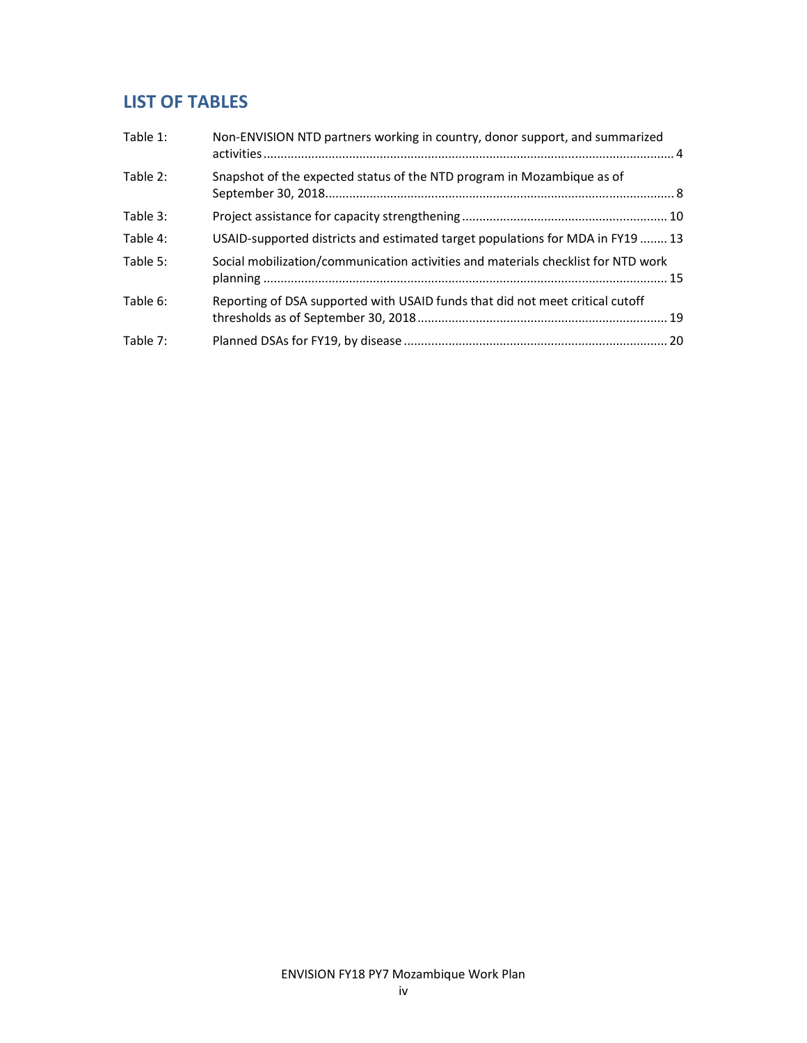## LIST OF TABLES

Table 1: Non-ENVISION NTD partners working in country, donor support, and summarized activities ... 4

Table 2: Snapshot of the expected status of the NTD program in Mozambique as of September 30, 2018 ... 8

Table 3: Project assistance for capacity strengthening ... 10

Table 4: USAID-supported districts and estimated target populations for MDA in FY19 ... 13

Table 5: Social mobilization/communication activities and materials checklist for NTD work planning ... 15

Table 6: Reporting of DSA supported with USAID funds that did not meet critical cutoff thresholds as of September 30, 2018 ... 19

Table 7: Planned DSAs for FY19, by disease ... 20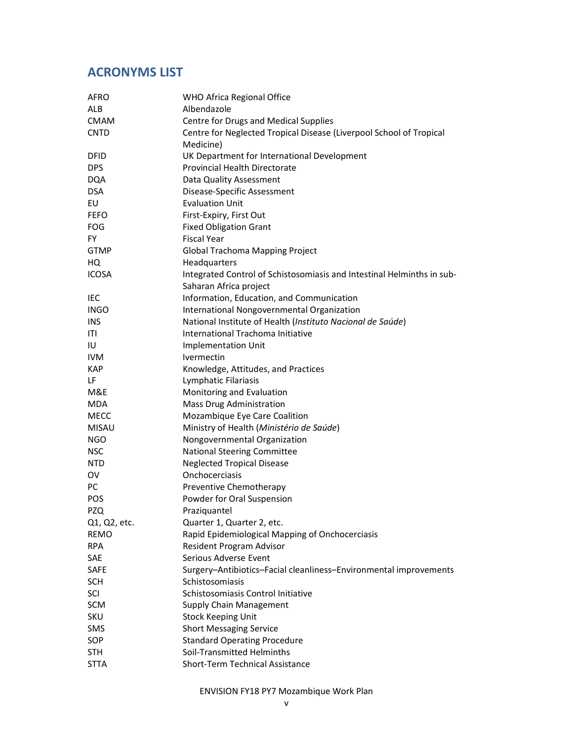## ACRONYMS LIST

| | |
|---|---|
| AFRO | WHO Africa Regional Office |
| ALB | Albendazole |
| CMAM | Centre for Drugs and Medical Supplies |
| CNTD | Centre for Neglected Tropical Disease (Liverpool School of Tropical Medicine) |
| DFID | UK Department for International Development |
| DPS | Provincial Health Directorate |
| DQA | Data Quality Assessment |
| DSA | Disease-Specific Assessment |
| EU | Evaluation Unit |
| FEFO | First-Expiry, First Out |
| FOG | Fixed Obligation Grant |
| FY | Fiscal Year |
| GTMP | Global Trachoma Mapping Project |
| HQ | Headquarters |
| ICOSA | Integrated Control of Schistosomiasis and Intestinal Helminths in sub-Saharan Africa project |
| IEC | Information, Education, and Communication |
| INGO | International Nongovernmental Organization |
| INS | National Institute of Health (*Instituto Nacional de Saúde*) |
| ITI | International Trachoma Initiative |
| IU | Implementation Unit |
| IVM | Ivermectin |
| KAP | Knowledge, Attitudes, and Practices |
| LF | Lymphatic Filariasis |
| M&E | Monitoring and Evaluation |
| MDA | Mass Drug Administration |
| MECC | Mozambique Eye Care Coalition |
| MISAU | Ministry of Health (*Ministério de Saúde*) |
| NGO | Nongovernmental Organization |
| NSC | National Steering Committee |
| NTD | Neglected Tropical Disease |
| OV | Onchocerciasis |
| PC | Preventive Chemotherapy |
| POS | Powder for Oral Suspension |
| PZQ | Praziquantel |
| Q1, Q2, etc. | Quarter 1, Quarter 2, etc. |
| REMO | Rapid Epidemiological Mapping of Onchocerciasis |
| RPA | Resident Program Advisor |
| SAE | Serious Adverse Event |
| SAFE | Surgery–Antibiotics–Facial cleanliness–Environmental improvements |
| SCH | Schistosomiasis |
| SCI | Schistosomiasis Control Initiative |
| SCM | Supply Chain Management |
| SKU | Stock Keeping Unit |
| SMS | Short Messaging Service |
| SOP | Standard Operating Procedure |
| STH | Soil-Transmitted Helminths |
| STTA | Short-Term Technical Assistance |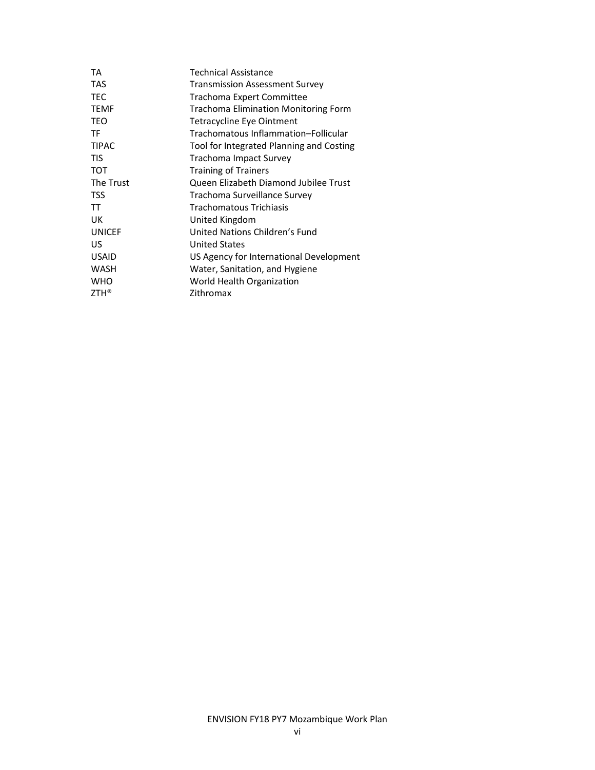| | |
|---|---|
| TA | Technical Assistance |
| TAS | Transmission Assessment Survey |
| TEC | Trachoma Expert Committee |
| TEMF | Trachoma Elimination Monitoring Form |
| TEO | Tetracycline Eye Ointment |
| TF | Trachomatous Inflammation–Follicular |
| TIPAC | Tool for Integrated Planning and Costing |
| TIS | Trachoma Impact Survey |
| TOT | Training of Trainers |
| The Trust | Queen Elizabeth Diamond Jubilee Trust |
| TSS | Trachoma Surveillance Survey |
| TT | Trachomatous Trichiasis |
| UK | United Kingdom |
| UNICEF | United Nations Children's Fund |
| US | United States |
| USAID | US Agency for International Development |
| WASH | Water, Sanitation, and Hygiene |
| WHO | World Health Organization |
| ZTH® | Zithromax |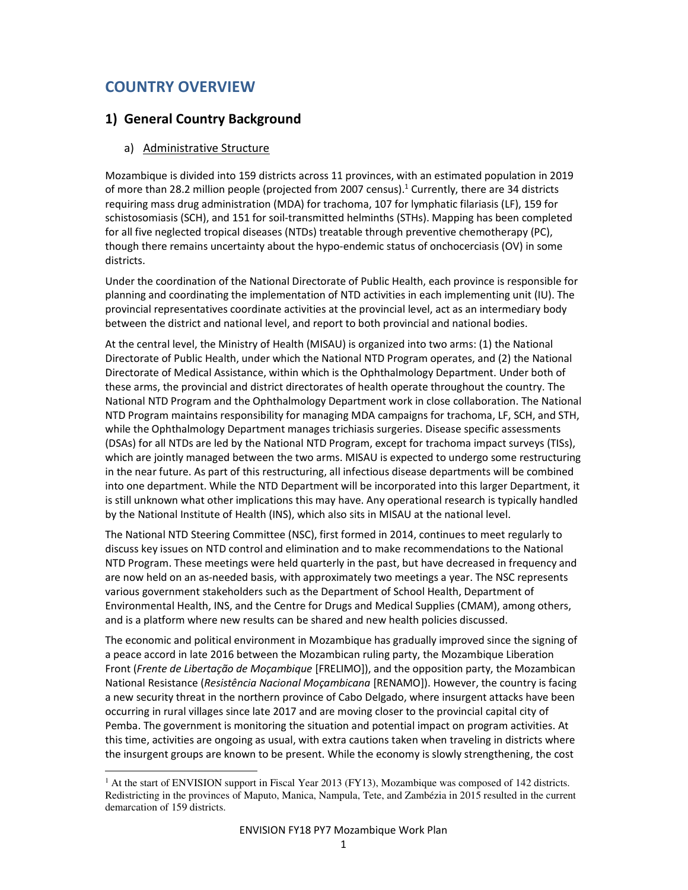# COUNTRY OVERVIEW

## 1) General Country Background

### a) Administrative Structure

Mozambique is divided into 159 districts across 11 provinces, with an estimated population in 2019 of more than 28.2 million people (projected from 2007 census).[1] Currently, there are 34 districts requiring mass drug administration (MDA) for trachoma, 107 for lymphatic filariasis (LF), 159 for schistosomiasis (SCH), and 151 for soil-transmitted helminths (STHs). Mapping has been completed for all five neglected tropical diseases (NTDs) treatable through preventive chemotherapy (PC), though there remains uncertainty about the hypo-endemic status of onchocerciasis (OV) in some districts.

Under the coordination of the National Directorate of Public Health, each province is responsible for planning and coordinating the implementation of NTD activities in each implementing unit (IU). The provincial representatives coordinate activities at the provincial level, act as an intermediary body between the district and national level, and report to both provincial and national bodies.

At the central level, the Ministry of Health (MISAU) is organized into two arms: (1) the National Directorate of Public Health, under which the National NTD Program operates, and (2) the National Directorate of Medical Assistance, within which is the Ophthalmology Department. Under both of these arms, the provincial and district directorates of health operate throughout the country. The National NTD Program and the Ophthalmology Department work in close collaboration. The National NTD Program maintains responsibility for managing MDA campaigns for trachoma, LF, SCH, and STH, while the Ophthalmology Department manages trichiasis surgeries. Disease specific assessments (DSAs) for all NTDs are led by the National NTD Program, except for trachoma impact surveys (TISs), which are jointly managed between the two arms. MISAU is expected to undergo some restructuring in the near future. As part of this restructuring, all infectious disease departments will be combined into one department. While the NTD Department will be incorporated into this larger Department, it is still unknown what other implications this may have. Any operational research is typically handled by the National Institute of Health (INS), which also sits in MISAU at the national level.

The National NTD Steering Committee (NSC), first formed in 2014, continues to meet regularly to discuss key issues on NTD control and elimination and to make recommendations to the National NTD Program. These meetings were held quarterly in the past, but have decreased in frequency and are now held on an as-needed basis, with approximately two meetings a year. The NSC represents various government stakeholders such as the Department of School Health, Department of Environmental Health, INS, and the Centre for Drugs and Medical Supplies (CMAM), among others, and is a platform where new results can be shared and new health policies discussed.

The economic and political environment in Mozambique has gradually improved since the signing of a peace accord in late 2016 between the Mozambican ruling party, the Mozambique Liberation Front (*Frente de Libertação de Moçambique* [FRELIMO]), and the opposition party, the Mozambican National Resistance (*Resistência Nacional Moçambicana* [RENAMO]). However, the country is facing a new security threat in the northern province of Cabo Delgado, where insurgent attacks have been occurring in rural villages since late 2017 and are moving closer to the provincial capital city of Pemba. The government is monitoring the situation and potential impact on program activities. At this time, activities are ongoing as usual, with extra cautions taken when traveling in districts where the insurgent groups are known to be present. While the economy is slowly strengthening, the cost

[1] At the start of ENVISION support in Fiscal Year 2013 (FY13), Mozambique was composed of 142 districts. Redistricting in the provinces of Maputo, Manica, Nampula, Tete, and Zambézia in 2015 resulted in the current demarcation of 159 districts.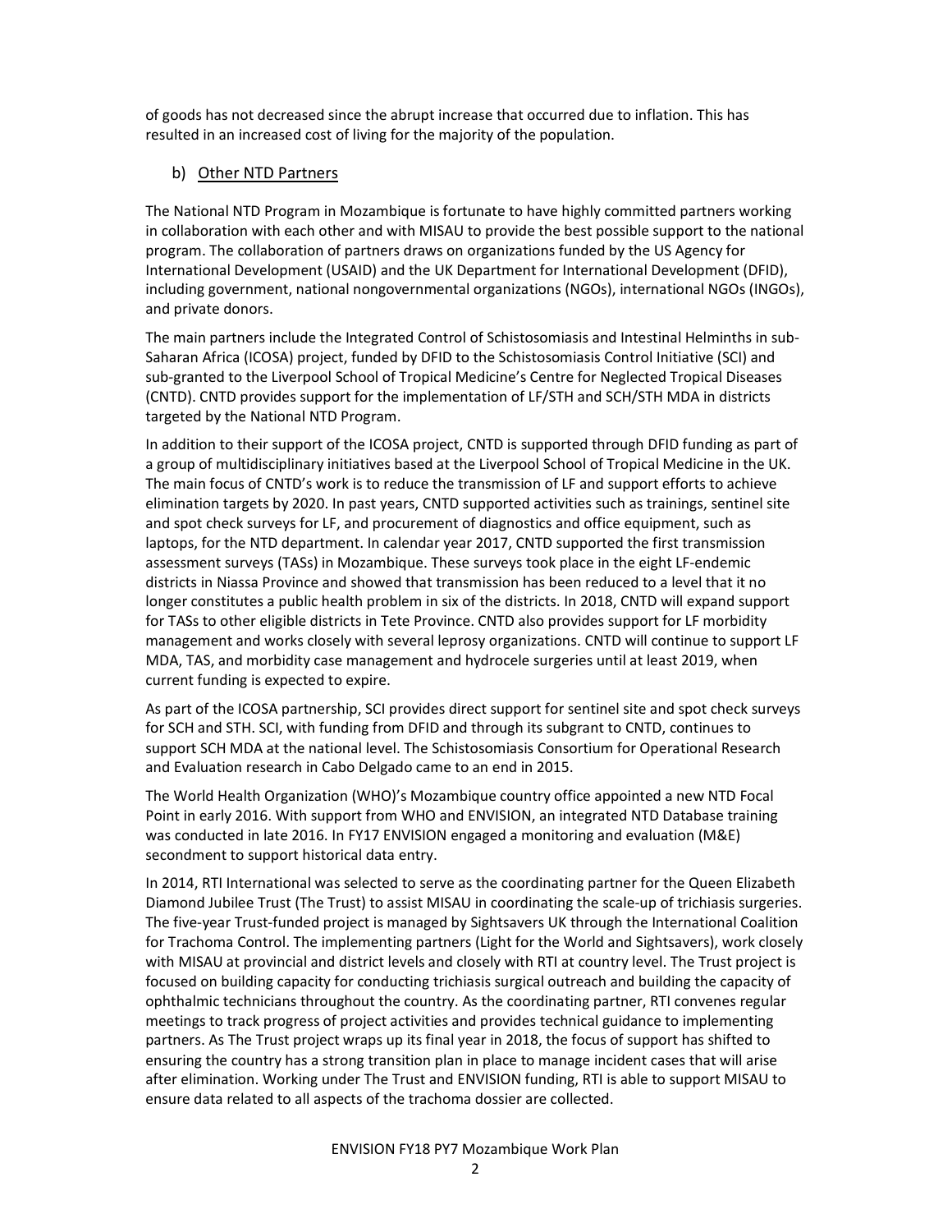of goods has not decreased since the abrupt increase that occurred due to inflation. This has resulted in an increased cost of living for the majority of the population.

### b) Other NTD Partners

The National NTD Program in Mozambique is fortunate to have highly committed partners working in collaboration with each other and with MISAU to provide the best possible support to the national program. The collaboration of partners draws on organizations funded by the US Agency for International Development (USAID) and the UK Department for International Development (DFID), including government, national nongovernmental organizations (NGOs), international NGOs (INGOs), and private donors.

The main partners include the Integrated Control of Schistosomiasis and Intestinal Helminths in sub-Saharan Africa (ICOSA) project, funded by DFID to the Schistosomiasis Control Initiative (SCI) and sub-granted to the Liverpool School of Tropical Medicine's Centre for Neglected Tropical Diseases (CNTD). CNTD provides support for the implementation of LF/STH and SCH/STH MDA in districts targeted by the National NTD Program.

In addition to their support of the ICOSA project, CNTD is supported through DFID funding as part of a group of multidisciplinary initiatives based at the Liverpool School of Tropical Medicine in the UK. The main focus of CNTD's work is to reduce the transmission of LF and support efforts to achieve elimination targets by 2020. In past years, CNTD supported activities such as trainings, sentinel site and spot check surveys for LF, and procurement of diagnostics and office equipment, such as laptops, for the NTD department. In calendar year 2017, CNTD supported the first transmission assessment surveys (TASs) in Mozambique. These surveys took place in the eight LF-endemic districts in Niassa Province and showed that transmission has been reduced to a level that it no longer constitutes a public health problem in six of the districts. In 2018, CNTD will expand support for TASs to other eligible districts in Tete Province. CNTD also provides support for LF morbidity management and works closely with several leprosy organizations. CNTD will continue to support LF MDA, TAS, and morbidity case management and hydrocele surgeries until at least 2019, when current funding is expected to expire.

As part of the ICOSA partnership, SCI provides direct support for sentinel site and spot check surveys for SCH and STH. SCI, with funding from DFID and through its subgrant to CNTD, continues to support SCH MDA at the national level. The Schistosomiasis Consortium for Operational Research and Evaluation research in Cabo Delgado came to an end in 2015.

The World Health Organization (WHO)'s Mozambique country office appointed a new NTD Focal Point in early 2016. With support from WHO and ENVISION, an integrated NTD Database training was conducted in late 2016. In FY17 ENVISION engaged a monitoring and evaluation (M&E) secondment to support historical data entry.

In 2014, RTI International was selected to serve as the coordinating partner for the Queen Elizabeth Diamond Jubilee Trust (The Trust) to assist MISAU in coordinating the scale-up of trichiasis surgeries. The five-year Trust-funded project is managed by Sightsavers UK through the International Coalition for Trachoma Control. The implementing partners (Light for the World and Sightsavers), work closely with MISAU at provincial and district levels and closely with RTI at country level. The Trust project is focused on building capacity for conducting trichiasis surgical outreach and building the capacity of ophthalmic technicians throughout the country. As the coordinating partner, RTI convenes regular meetings to track progress of project activities and provides technical guidance to implementing partners. As The Trust project wraps up its final year in 2018, the focus of support has shifted to ensuring the country has a strong transition plan in place to manage incident cases that will arise after elimination. Working under The Trust and ENVISION funding, RTI is able to support MISAU to ensure data related to all aspects of the trachoma dossier are collected.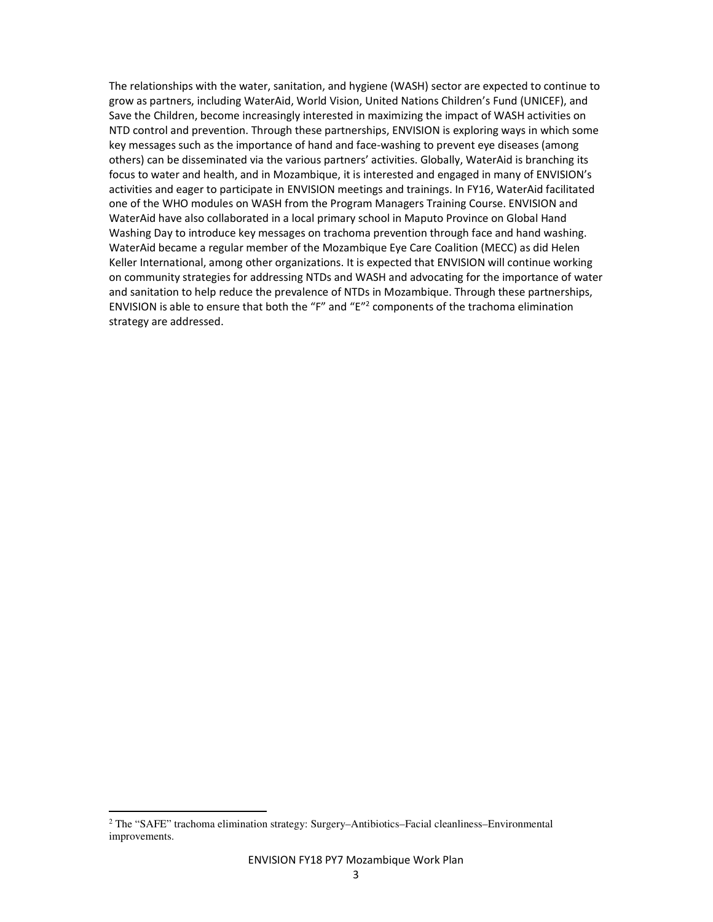The relationships with the water, sanitation, and hygiene (WASH) sector are expected to continue to grow as partners, including WaterAid, World Vision, United Nations Children's Fund (UNICEF), and Save the Children, become increasingly interested in maximizing the impact of WASH activities on NTD control and prevention. Through these partnerships, ENVISION is exploring ways in which some key messages such as the importance of hand and face-washing to prevent eye diseases (among others) can be disseminated via the various partners' activities. Globally, WaterAid is branching its focus to water and health, and in Mozambique, it is interested and engaged in many of ENVISION's activities and eager to participate in ENVISION meetings and trainings. In FY16, WaterAid facilitated one of the WHO modules on WASH from the Program Managers Training Course. ENVISION and WaterAid have also collaborated in a local primary school in Maputo Province on Global Hand Washing Day to introduce key messages on trachoma prevention through face and hand washing. WaterAid became a regular member of the Mozambique Eye Care Coalition (MECC) as did Helen Keller International, among other organizations. It is expected that ENVISION will continue working on community strategies for addressing NTDs and WASH and advocating for the importance of water and sanitation to help reduce the prevalence of NTDs in Mozambique. Through these partnerships, ENVISION is able to ensure that both the "F" and "E"[2] components of the trachoma elimination strategy are addressed.

---

[2] The "SAFE" trachoma elimination strategy: Surgery–Antibiotics–Facial cleanliness–Environmental improvements.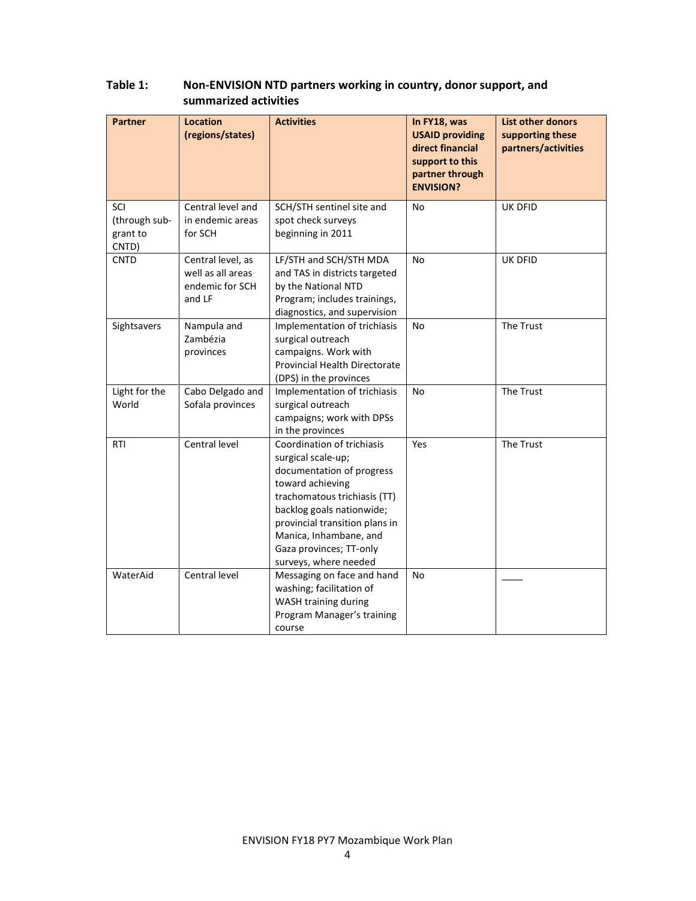**Table 1: Non-ENVISION NTD partners working in country, donor support, and summarized activities**

| Partner | Location (regions/states) | Activities | In FY18, was USAID providing direct financial support to this partner through ENVISION? | List other donors supporting these partners/activities |
|---|---|---|---|---|
| SCI (through sub-grant to CNTD) | Central level and in endemic areas for SCH | SCH/STH sentinel site and spot check surveys beginning in 2011 | No | UK DFID |
| CNTD | Central level, as well as all areas endemic for SCH and LF | LF/STH and SCH/STH MDA and TAS in districts targeted by the National NTD Program; includes trainings, diagnostics, and supervision | No | UK DFID |
| Sightsavers | Nampula and Zambézia provinces | Implementation of trichiasis surgical outreach campaigns. Work with Provincial Health Directorate (DPS) in the provinces | No | The Trust |
| Light for the World | Cabo Delgado and Sofala provinces | Implementation of trichiasis surgical outreach campaigns; work with DPSs in the provinces | No | The Trust |
| RTI | Central level | Coordination of trichiasis surgical scale-up; documentation of progress toward achieving trachomatous trichiasis (TT) backlog goals nationwide; provincial transition plans in Manica, Inhambane, and Gaza provinces; TT-only surveys, where needed | Yes | The Trust |
| WaterAid | Central level | Messaging on face and hand washing; facilitation of WASH training during Program Manager's training course | No | ____ |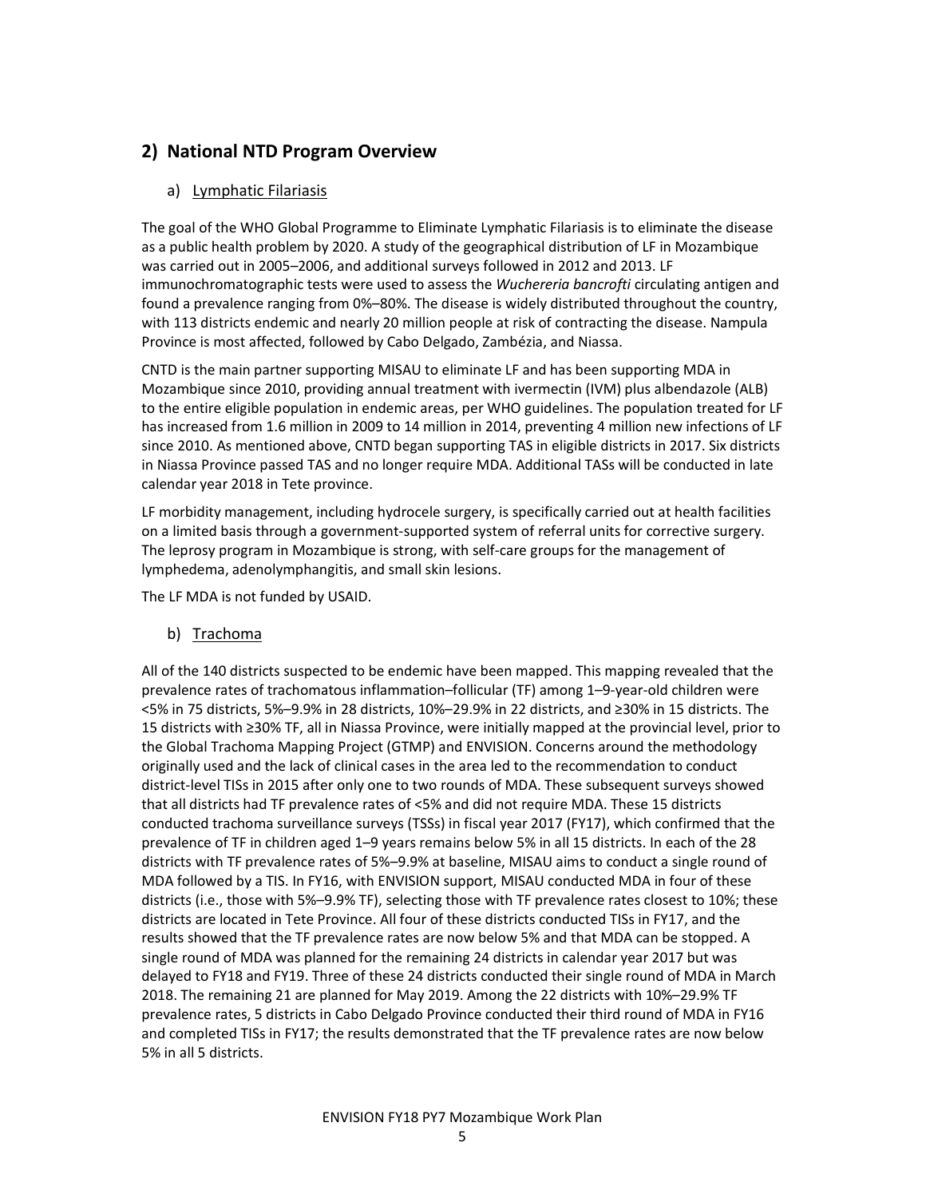## 2) National NTD Program Overview

### a) Lymphatic Filariasis

The goal of the WHO Global Programme to Eliminate Lymphatic Filariasis is to eliminate the disease as a public health problem by 2020. A study of the geographical distribution of LF in Mozambique was carried out in 2005–2006, and additional surveys followed in 2012 and 2013. LF immunochromatographic tests were used to assess the *Wuchereria bancrofti* circulating antigen and found a prevalence ranging from 0%–80%. The disease is widely distributed throughout the country, with 113 districts endemic and nearly 20 million people at risk of contracting the disease. Nampula Province is most affected, followed by Cabo Delgado, Zambézia, and Niassa.

CNTD is the main partner supporting MISAU to eliminate LF and has been supporting MDA in Mozambique since 2010, providing annual treatment with ivermectin (IVM) plus albendazole (ALB) to the entire eligible population in endemic areas, per WHO guidelines. The population treated for LF has increased from 1.6 million in 2009 to 14 million in 2014, preventing 4 million new infections of LF since 2010. As mentioned above, CNTD began supporting TAS in eligible districts in 2017. Six districts in Niassa Province passed TAS and no longer require MDA. Additional TASs will be conducted in late calendar year 2018 in Tete province.

LF morbidity management, including hydrocele surgery, is specifically carried out at health facilities on a limited basis through a government-supported system of referral units for corrective surgery. The leprosy program in Mozambique is strong, with self-care groups for the management of lymphedema, adenolymphangitis, and small skin lesions.

The LF MDA is not funded by USAID.

### b) Trachoma

All of the 140 districts suspected to be endemic have been mapped. This mapping revealed that the prevalence rates of trachomatous inflammation–follicular (TF) among 1–9-year-old children were <5% in 75 districts, 5%–9.9% in 28 districts, 10%–29.9% in 22 districts, and ≥30% in 15 districts. The 15 districts with ≥30% TF, all in Niassa Province, were initially mapped at the provincial level, prior to the Global Trachoma Mapping Project (GTMP) and ENVISION. Concerns around the methodology originally used and the lack of clinical cases in the area led to the recommendation to conduct district-level TISs in 2015 after only one to two rounds of MDA. These subsequent surveys showed that all districts had TF prevalence rates of <5% and did not require MDA. These 15 districts conducted trachoma surveillance surveys (TSSs) in fiscal year 2017 (FY17), which confirmed that the prevalence of TF in children aged 1–9 years remains below 5% in all 15 districts. In each of the 28 districts with TF prevalence rates of 5%–9.9% at baseline, MISAU aims to conduct a single round of MDA followed by a TIS. In FY16, with ENVISION support, MISAU conducted MDA in four of these districts (i.e., those with 5%–9.9% TF), selecting those with TF prevalence rates closest to 10%; these districts are located in Tete Province. All four of these districts conducted TISs in FY17, and the results showed that the TF prevalence rates are now below 5% and that MDA can be stopped. A single round of MDA was planned for the remaining 24 districts in calendar year 2017 but was delayed to FY18 and FY19. Three of these 24 districts conducted their single round of MDA in March 2018. The remaining 21 are planned for May 2019. Among the 22 districts with 10%–29.9% TF prevalence rates, 5 districts in Cabo Delgado Province conducted their third round of MDA in FY16 and completed TISs in FY17; the results demonstrated that the TF prevalence rates are now below 5% in all 5 districts.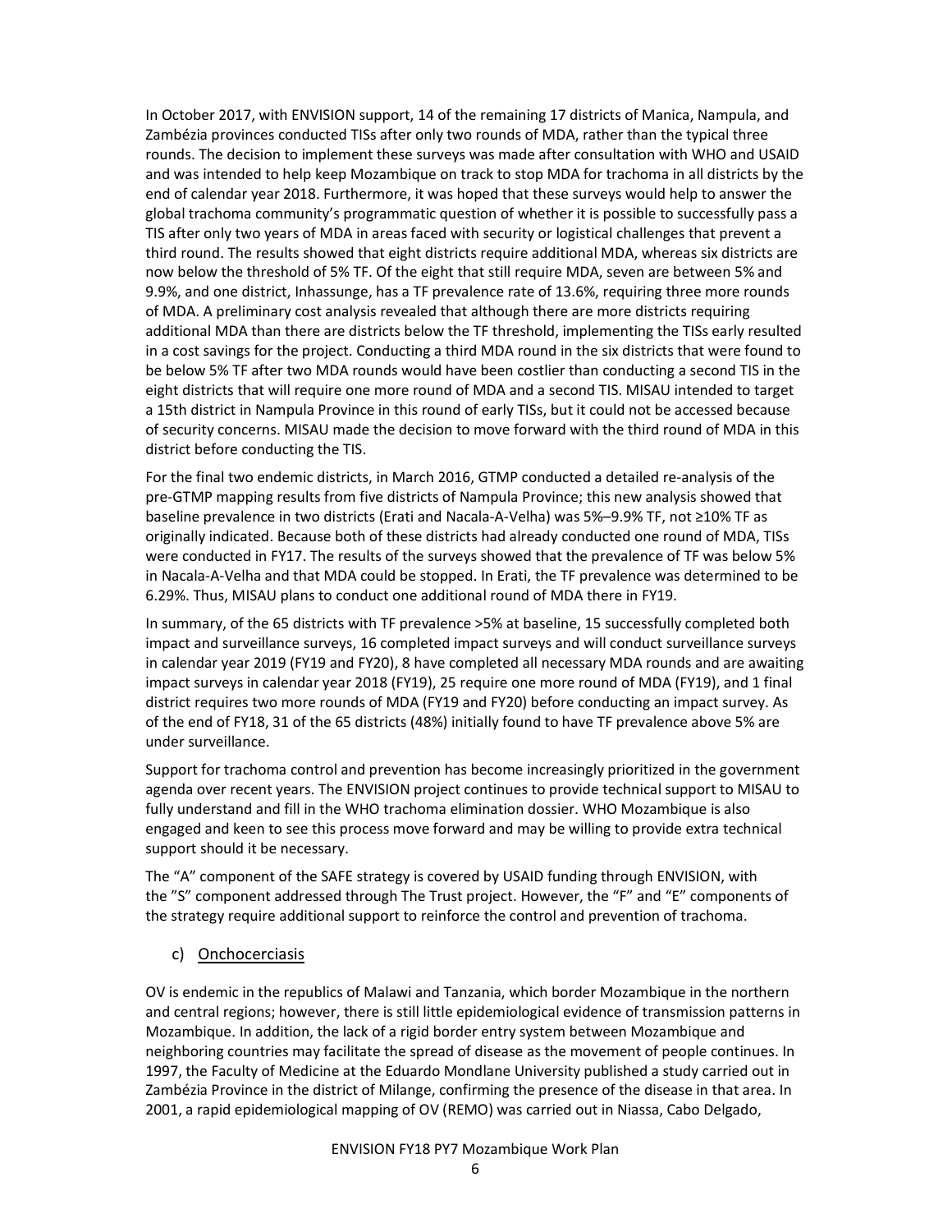In October 2017, with ENVISION support, 14 of the remaining 17 districts of Manica, Nampula, and Zambézia provinces conducted TISs after only two rounds of MDA, rather than the typical three rounds. The decision to implement these surveys was made after consultation with WHO and USAID and was intended to help keep Mozambique on track to stop MDA for trachoma in all districts by the end of calendar year 2018. Furthermore, it was hoped that these surveys would help to answer the global trachoma community's programmatic question of whether it is possible to successfully pass a TIS after only two years of MDA in areas faced with security or logistical challenges that prevent a third round. The results showed that eight districts require additional MDA, whereas six districts are now below the threshold of 5% TF. Of the eight that still require MDA, seven are between 5% and 9.9%, and one district, Inhassunge, has a TF prevalence rate of 13.6%, requiring three more rounds of MDA. A preliminary cost analysis revealed that although there are more districts requiring additional MDA than there are districts below the TF threshold, implementing the TISs early resulted in a cost savings for the project. Conducting a third MDA round in the six districts that were found to be below 5% TF after two MDA rounds would have been costlier than conducting a second TIS in the eight districts that will require one more round of MDA and a second TIS. MISAU intended to target a 15th district in Nampula Province in this round of early TISs, but it could not be accessed because of security concerns. MISAU made the decision to move forward with the third round of MDA in this district before conducting the TIS.

For the final two endemic districts, in March 2016, GTMP conducted a detailed re-analysis of the pre-GTMP mapping results from five districts of Nampula Province; this new analysis showed that baseline prevalence in two districts (Erati and Nacala-A-Velha) was 5%–9.9% TF, not ≥10% TF as originally indicated. Because both of these districts had already conducted one round of MDA, TISs were conducted in FY17. The results of the surveys showed that the prevalence of TF was below 5% in Nacala-A-Velha and that MDA could be stopped. In Erati, the TF prevalence was determined to be 6.29%. Thus, MISAU plans to conduct one additional round of MDA there in FY19.

In summary, of the 65 districts with TF prevalence >5% at baseline, 15 successfully completed both impact and surveillance surveys, 16 completed impact surveys and will conduct surveillance surveys in calendar year 2019 (FY19 and FY20), 8 have completed all necessary MDA rounds and are awaiting impact surveys in calendar year 2018 (FY19), 25 require one more round of MDA (FY19), and 1 final district requires two more rounds of MDA (FY19 and FY20) before conducting an impact survey. As of the end of FY18, 31 of the 65 districts (48%) initially found to have TF prevalence above 5% are under surveillance.

Support for trachoma control and prevention has become increasingly prioritized in the government agenda over recent years. The ENVISION project continues to provide technical support to MISAU to fully understand and fill in the WHO trachoma elimination dossier. WHO Mozambique is also engaged and keen to see this process move forward and may be willing to provide extra technical support should it be necessary.

The "A" component of the SAFE strategy is covered by USAID funding through ENVISION, with the "S" component addressed through The Trust project. However, the "F" and "E" components of the strategy require additional support to reinforce the control and prevention of trachoma.

### c) Onchocerciasis

OV is endemic in the republics of Malawi and Tanzania, which border Mozambique in the northern and central regions; however, there is still little epidemiological evidence of transmission patterns in Mozambique. In addition, the lack of a rigid border entry system between Mozambique and neighboring countries may facilitate the spread of disease as the movement of people continues. In 1997, the Faculty of Medicine at the Eduardo Mondlane University published a study carried out in Zambézia Province in the district of Milange, confirming the presence of the disease in that area. In 2001, a rapid epidemiological mapping of OV (REMO) was carried out in Niassa, Cabo Delgado,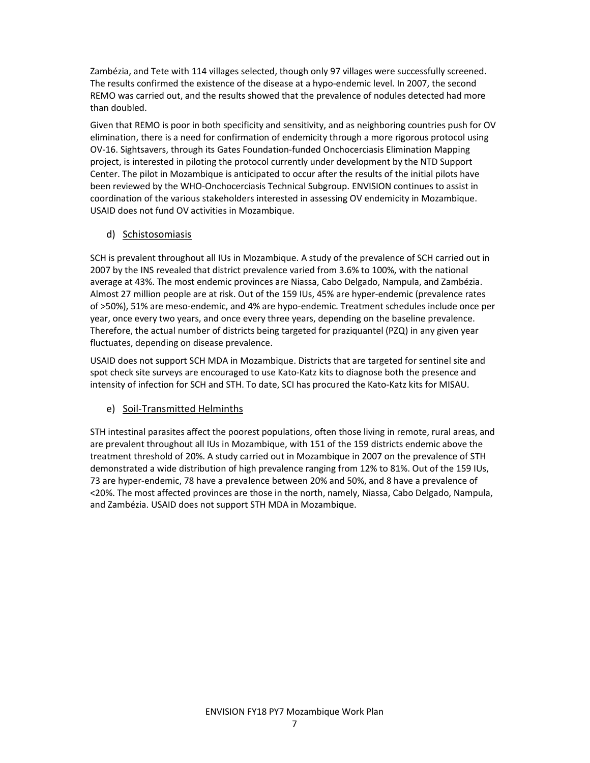Zambézia, and Tete with 114 villages selected, though only 97 villages were successfully screened. The results confirmed the existence of the disease at a hypo-endemic level. In 2007, the second REMO was carried out, and the results showed that the prevalence of nodules detected had more than doubled.

Given that REMO is poor in both specificity and sensitivity, and as neighboring countries push for OV elimination, there is a need for confirmation of endemicity through a more rigorous protocol using OV-16. Sightsavers, through its Gates Foundation-funded Onchocerciasis Elimination Mapping project, is interested in piloting the protocol currently under development by the NTD Support Center. The pilot in Mozambique is anticipated to occur after the results of the initial pilots have been reviewed by the WHO-Onchocerciasis Technical Subgroup. ENVISION continues to assist in coordination of the various stakeholders interested in assessing OV endemicity in Mozambique. USAID does not fund OV activities in Mozambique.

### d) Schistosomiasis

SCH is prevalent throughout all IUs in Mozambique. A study of the prevalence of SCH carried out in 2007 by the INS revealed that district prevalence varied from 3.6% to 100%, with the national average at 43%. The most endemic provinces are Niassa, Cabo Delgado, Nampula, and Zambézia. Almost 27 million people are at risk. Out of the 159 IUs, 45% are hyper-endemic (prevalence rates of >50%), 51% are meso-endemic, and 4% are hypo-endemic. Treatment schedules include once per year, once every two years, and once every three years, depending on the baseline prevalence. Therefore, the actual number of districts being targeted for praziquantel (PZQ) in any given year fluctuates, depending on disease prevalence.

USAID does not support SCH MDA in Mozambique. Districts that are targeted for sentinel site and spot check site surveys are encouraged to use Kato-Katz kits to diagnose both the presence and intensity of infection for SCH and STH. To date, SCI has procured the Kato-Katz kits for MISAU.

### e) Soil-Transmitted Helminths

STH intestinal parasites affect the poorest populations, often those living in remote, rural areas, and are prevalent throughout all IUs in Mozambique, with 151 of the 159 districts endemic above the treatment threshold of 20%. A study carried out in Mozambique in 2007 on the prevalence of STH demonstrated a wide distribution of high prevalence ranging from 12% to 81%. Out of the 159 IUs, 73 are hyper-endemic, 78 have a prevalence between 20% and 50%, and 8 have a prevalence of <20%. The most affected provinces are those in the north, namely, Niassa, Cabo Delgado, Nampula, and Zambézia. USAID does not support STH MDA in Mozambique.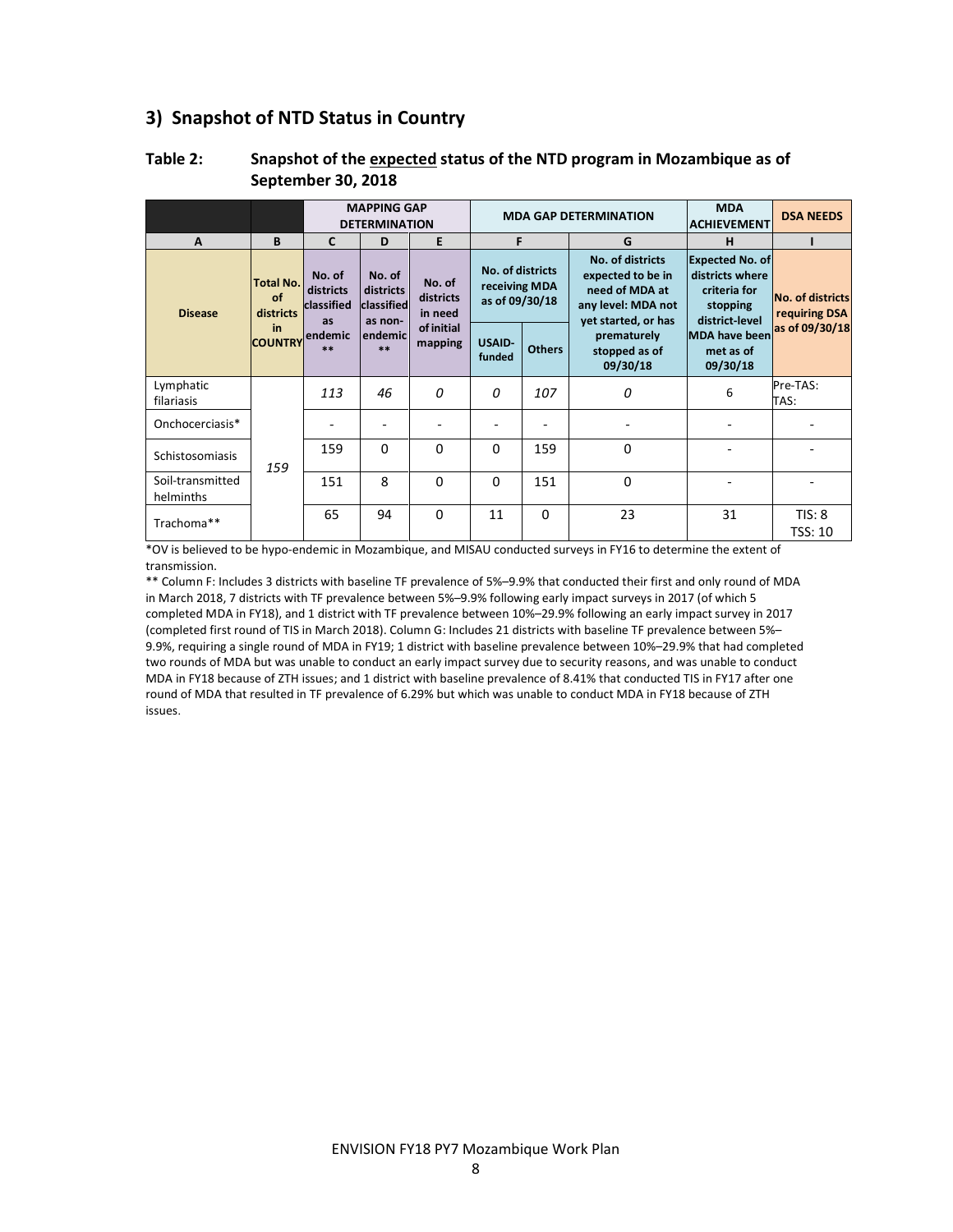## 3) Snapshot of NTD Status in Country

**Table 2: Snapshot of the expected status of the NTD program in Mozambique as of September 30, 2018**

| | | MAPPING GAP DETERMINATION | | | MDA GAP DETERMINATION | | | MDA ACHIEVEMENT | DSA NEEDS |
|---|---|---|---|---|---|---|---|---|---|
| A | B | C | D | E | F | | G | H | I |
| Disease | Total No. of districts in COUNTRY | No. of districts classified as endemic ** | No. of districts classified as non-endemic ** | No. of districts in need of initial mapping | No. of districts receiving MDA as of 09/30/18 | | No. of districts expected to be in need of MDA at any level: MDA not yet started, or has prematurely stopped as of 09/30/18 | Expected No. of districts where criteria for stopping district-level MDA have been met as of 09/30/18 | No. of districts requiring DSA as of 09/30/18 |
| | | | | | USAID-funded | Others | | | |
| Lymphatic filariasis | 159 | *113* | *46* | *0* | *0* | *107* | *0* | 6 | Pre-TAS: TAS: |
| Onchocerciasis* | | - | - | - | - | - | - | - | - |
| Schistosomiasis | | 159 | 0 | 0 | 0 | 159 | 0 | - | - |
| Soil-transmitted helminths | | 151 | 8 | 0 | 0 | 151 | 0 | - | - |
| Trachoma** | | 65 | 94 | 0 | 11 | 0 | 23 | 31 | TIS: 8 TSS: 10 |

*OV is believed to be hypo-endemic in Mozambique, and MISAU conducted surveys in FY16 to determine the extent of transmission.

** Column F: Includes 3 districts with baseline TF prevalence of 5%–9.9% that conducted their first and only round of MDA in March 2018, 7 districts with TF prevalence between 5%–9.9% following early impact surveys in 2017 (of which 5 completed MDA in FY18), and 1 district with TF prevalence between 10%–29.9% following an early impact survey in 2017 (completed first round of TIS in March 2018). Column G: Includes 21 districts with baseline TF prevalence between 5%–9.9%, requiring a single round of MDA in FY19; 1 district with baseline prevalence between 10%–29.9% that had completed two rounds of MDA but was unable to conduct an early impact survey due to security reasons, and was unable to conduct MDA in FY18 because of ZTH issues; and 1 district with baseline prevalence of 8.41% that conducted TIS in FY17 after one round of MDA that resulted in TF prevalence of 6.29% but which was unable to conduct MDA in FY18 because of ZTH issues.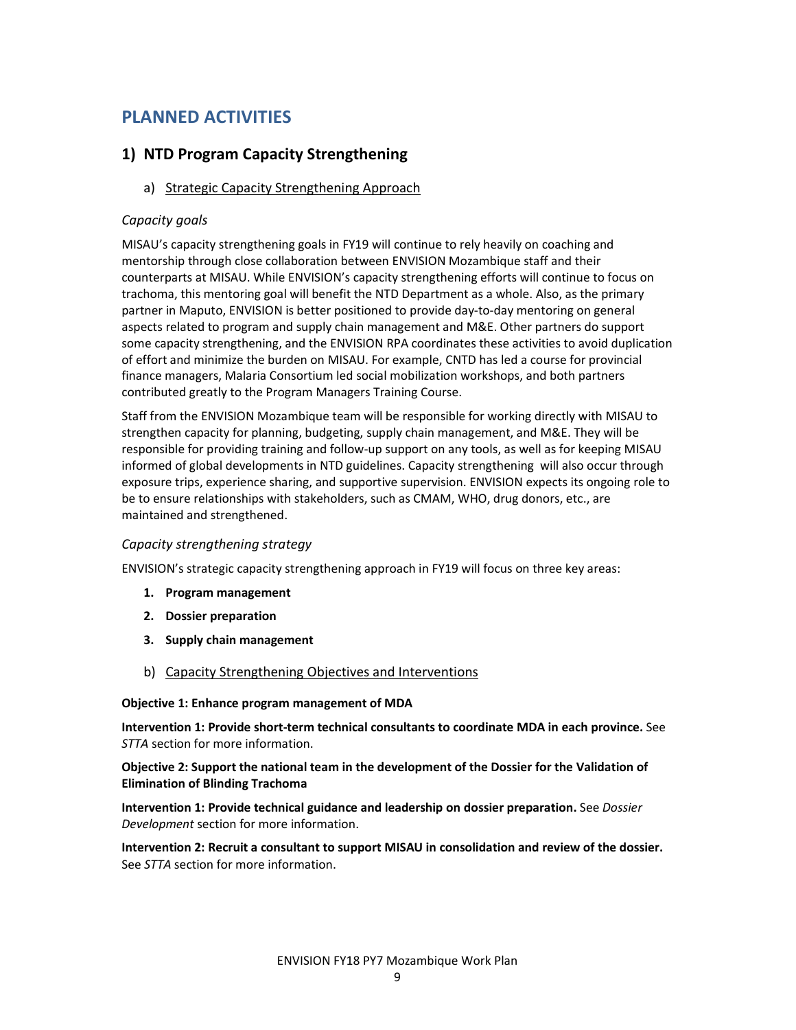# PLANNED ACTIVITIES

## 1) NTD Program Capacity Strengthening

### a) Strategic Capacity Strengthening Approach

*Capacity goals*

MISAU's capacity strengthening goals in FY19 will continue to rely heavily on coaching and mentorship through close collaboration between ENVISION Mozambique staff and their counterparts at MISAU. While ENVISION's capacity strengthening efforts will continue to focus on trachoma, this mentoring goal will benefit the NTD Department as a whole. Also, as the primary partner in Maputo, ENVISION is better positioned to provide day-to-day mentoring on general aspects related to program and supply chain management and M&E. Other partners do support some capacity strengthening, and the ENVISION RPA coordinates these activities to avoid duplication of effort and minimize the burden on MISAU. For example, CNTD has led a course for provincial finance managers, Malaria Consortium led social mobilization workshops, and both partners contributed greatly to the Program Managers Training Course.

Staff from the ENVISION Mozambique team will be responsible for working directly with MISAU to strengthen capacity for planning, budgeting, supply chain management, and M&E. They will be responsible for providing training and follow-up support on any tools, as well as for keeping MISAU informed of global developments in NTD guidelines. Capacity strengthening will also occur through exposure trips, experience sharing, and supportive supervision. ENVISION expects its ongoing role to be to ensure relationships with stakeholders, such as CMAM, WHO, drug donors, etc., are maintained and strengthened.

*Capacity strengthening strategy*

ENVISION's strategic capacity strengthening approach in FY19 will focus on three key areas:

1. **Program management**
2. **Dossier preparation**
3. **Supply chain management**

### b) Capacity Strengthening Objectives and Interventions

**Objective 1: Enhance program management of MDA**

**Intervention 1: Provide short-term technical consultants to coordinate MDA in each province.** See *STTA* section for more information.

**Objective 2: Support the national team in the development of the Dossier for the Validation of Elimination of Blinding Trachoma**

**Intervention 1: Provide technical guidance and leadership on dossier preparation.** See *Dossier Development* section for more information.

**Intervention 2: Recruit a consultant to support MISAU in consolidation and review of the dossier.** See *STTA* section for more information.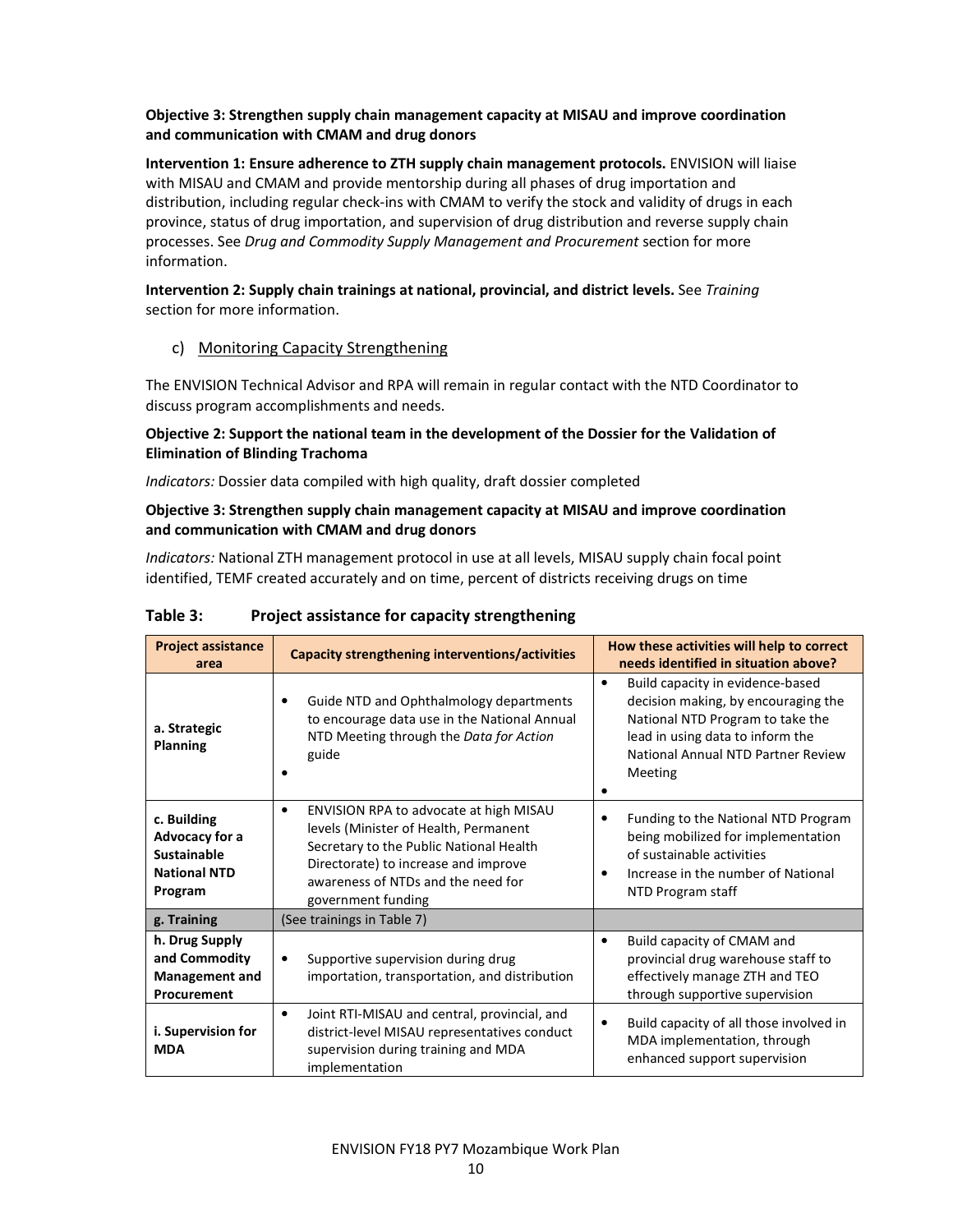**Objective 3: Strengthen supply chain management capacity at MISAU and improve coordination and communication with CMAM and drug donors**

**Intervention 1: Ensure adherence to ZTH supply chain management protocols.** ENVISION will liaise with MISAU and CMAM and provide mentorship during all phases of drug importation and distribution, including regular check-ins with CMAM to verify the stock and validity of drugs in each province, status of drug importation, and supervision of drug distribution and reverse supply chain processes. See *Drug and Commodity Supply Management and Procurement* section for more information.

**Intervention 2: Supply chain trainings at national, provincial, and district levels.** See *Training* section for more information.

### c) Monitoring Capacity Strengthening

The ENVISION Technical Advisor and RPA will remain in regular contact with the NTD Coordinator to discuss program accomplishments and needs.

**Objective 2: Support the national team in the development of the Dossier for the Validation of Elimination of Blinding Trachoma**

*Indicators:* Dossier data compiled with high quality, draft dossier completed

**Objective 3: Strengthen supply chain management capacity at MISAU and improve coordination and communication with CMAM and drug donors**

*Indicators:* National ZTH management protocol in use at all levels, MISAU supply chain focal point identified, TEMF created accurately and on time, percent of districts receiving drugs on time

**Table 3: Project assistance for capacity strengthening**

| Project assistance area | Capacity strengthening interventions/activities | How these activities will help to correct needs identified in situation above? |
|---|---|---|
| **a. Strategic Planning** | • Guide NTD and Ophthalmology departments to encourage data use in the National Annual NTD Meeting through the *Data for Action* guide<br>• | • Build capacity in evidence-based decision making, by encouraging the National NTD Program to take the lead in using data to inform the National Annual NTD Partner Review Meeting<br>• |
| **c. Building Advocacy for a Sustainable National NTD Program** | • ENVISION RPA to advocate at high MISAU levels (Minister of Health, Permanent Secretary to the Public National Health Directorate) to increase and improve awareness of NTDs and the need for government funding | • Funding to the National NTD Program being mobilized for implementation of sustainable activities<br>• Increase in the number of National NTD Program staff |
| **g. Training** | (See trainings in Table 7) | |
| **h. Drug Supply and Commodity Management and Procurement** | • Supportive supervision during drug importation, transportation, and distribution | • Build capacity of CMAM and provincial drug warehouse staff to effectively manage ZTH and TEO through supportive supervision |
| **i. Supervision for MDA** | • Joint RTI-MISAU and central, provincial, and district-level MISAU representatives conduct supervision during training and MDA implementation | • Build capacity of all those involved in MDA implementation, through enhanced support supervision |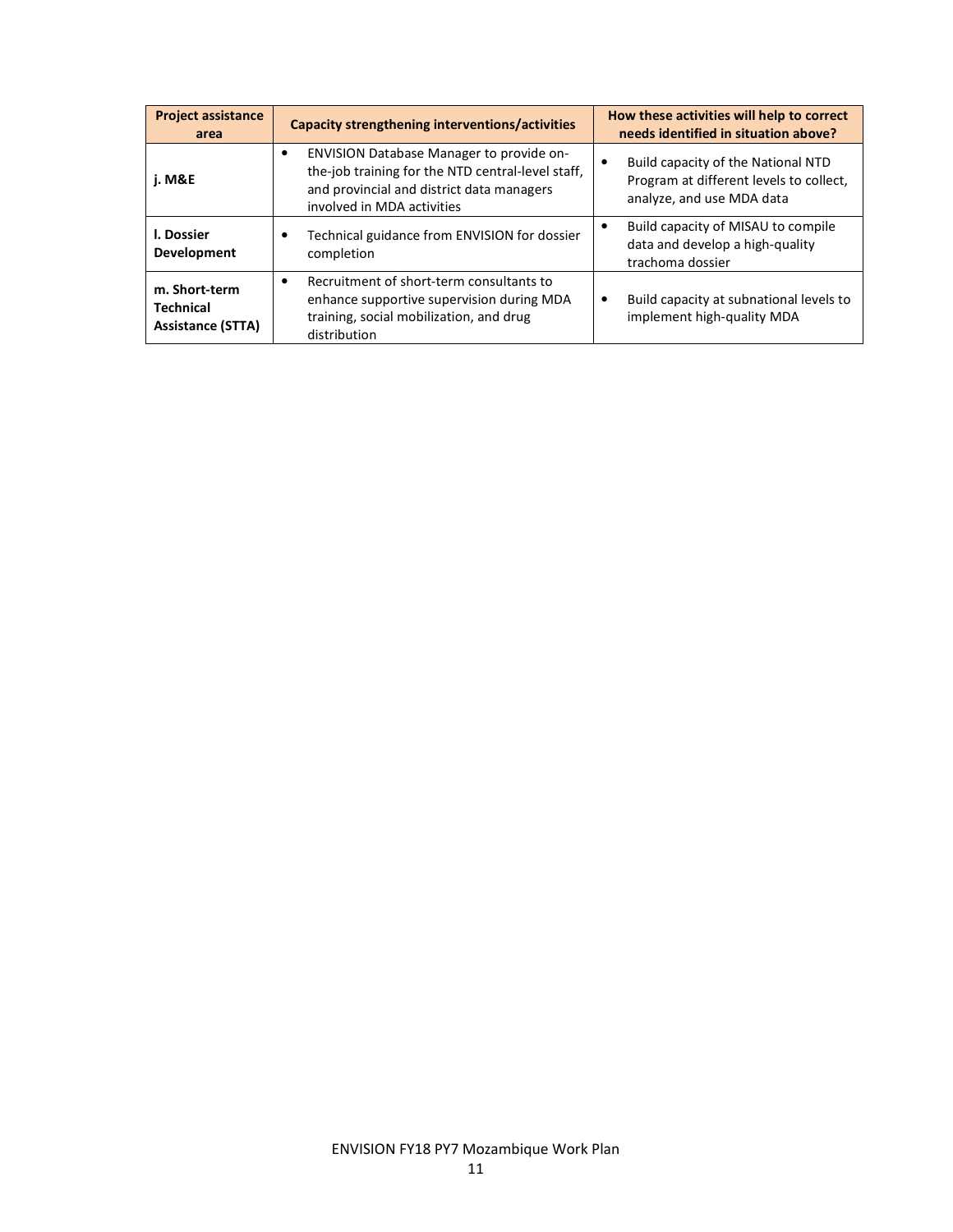| Project assistance area | Capacity strengthening interventions/activities | How these activities will help to correct needs identified in situation above? |
|---|---|---|
| **j. M&E** | • ENVISION Database Manager to provide on-the-job training for the NTD central-level staff, and provincial and district data managers involved in MDA activities | • Build capacity of the National NTD Program at different levels to collect, analyze, and use MDA data |
| **l. Dossier Development** | • Technical guidance from ENVISION for dossier completion | • Build capacity of MISAU to compile data and develop a high-quality trachoma dossier |
| **m. Short-term Technical Assistance (STTA)** | • Recruitment of short-term consultants to enhance supportive supervision during MDA training, social mobilization, and drug distribution | • Build capacity at subnational levels to implement high-quality MDA |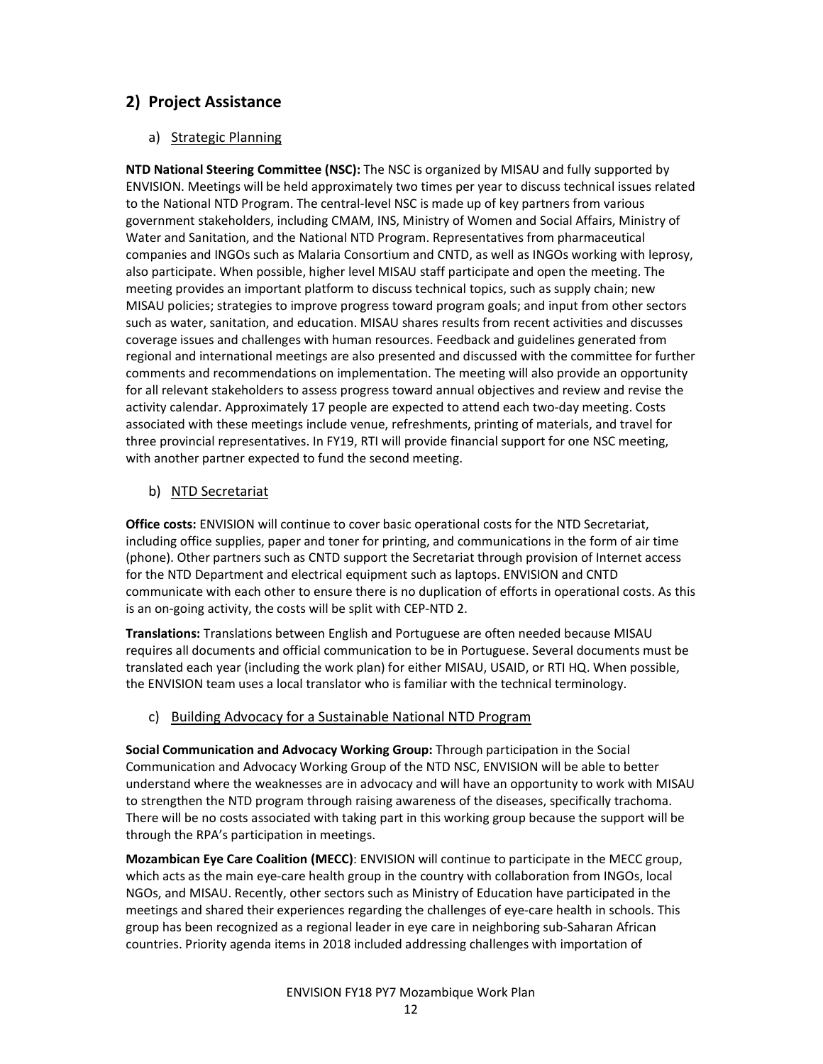## 2) Project Assistance

### a) Strategic Planning

**NTD National Steering Committee (NSC):** The NSC is organized by MISAU and fully supported by ENVISION. Meetings will be held approximately two times per year to discuss technical issues related to the National NTD Program. The central-level NSC is made up of key partners from various government stakeholders, including CMAM, INS, Ministry of Women and Social Affairs, Ministry of Water and Sanitation, and the National NTD Program. Representatives from pharmaceutical companies and INGOs such as Malaria Consortium and CNTD, as well as INGOs working with leprosy, also participate. When possible, higher level MISAU staff participate and open the meeting. The meeting provides an important platform to discuss technical topics, such as supply chain; new MISAU policies; strategies to improve progress toward program goals; and input from other sectors such as water, sanitation, and education. MISAU shares results from recent activities and discusses coverage issues and challenges with human resources. Feedback and guidelines generated from regional and international meetings are also presented and discussed with the committee for further comments and recommendations on implementation. The meeting will also provide an opportunity for all relevant stakeholders to assess progress toward annual objectives and review and revise the activity calendar. Approximately 17 people are expected to attend each two-day meeting. Costs associated with these meetings include venue, refreshments, printing of materials, and travel for three provincial representatives. In FY19, RTI will provide financial support for one NSC meeting, with another partner expected to fund the second meeting.

### b) NTD Secretariat

**Office costs:** ENVISION will continue to cover basic operational costs for the NTD Secretariat, including office supplies, paper and toner for printing, and communications in the form of air time (phone). Other partners such as CNTD support the Secretariat through provision of Internet access for the NTD Department and electrical equipment such as laptops. ENVISION and CNTD communicate with each other to ensure there is no duplication of efforts in operational costs. As this is an on-going activity, the costs will be split with CEP-NTD 2.

**Translations:** Translations between English and Portuguese are often needed because MISAU requires all documents and official communication to be in Portuguese. Several documents must be translated each year (including the work plan) for either MISAU, USAID, or RTI HQ. When possible, the ENVISION team uses a local translator who is familiar with the technical terminology.

### c) Building Advocacy for a Sustainable National NTD Program

**Social Communication and Advocacy Working Group:** Through participation in the Social Communication and Advocacy Working Group of the NTD NSC, ENVISION will be able to better understand where the weaknesses are in advocacy and will have an opportunity to work with MISAU to strengthen the NTD program through raising awareness of the diseases, specifically trachoma. There will be no costs associated with taking part in this working group because the support will be through the RPA's participation in meetings.

**Mozambican Eye Care Coalition (MECC)**: ENVISION will continue to participate in the MECC group, which acts as the main eye-care health group in the country with collaboration from INGOs, local NGOs, and MISAU. Recently, other sectors such as Ministry of Education have participated in the meetings and shared their experiences regarding the challenges of eye-care health in schools. This group has been recognized as a regional leader in eye care in neighboring sub-Saharan African countries. Priority agenda items in 2018 included addressing challenges with importation of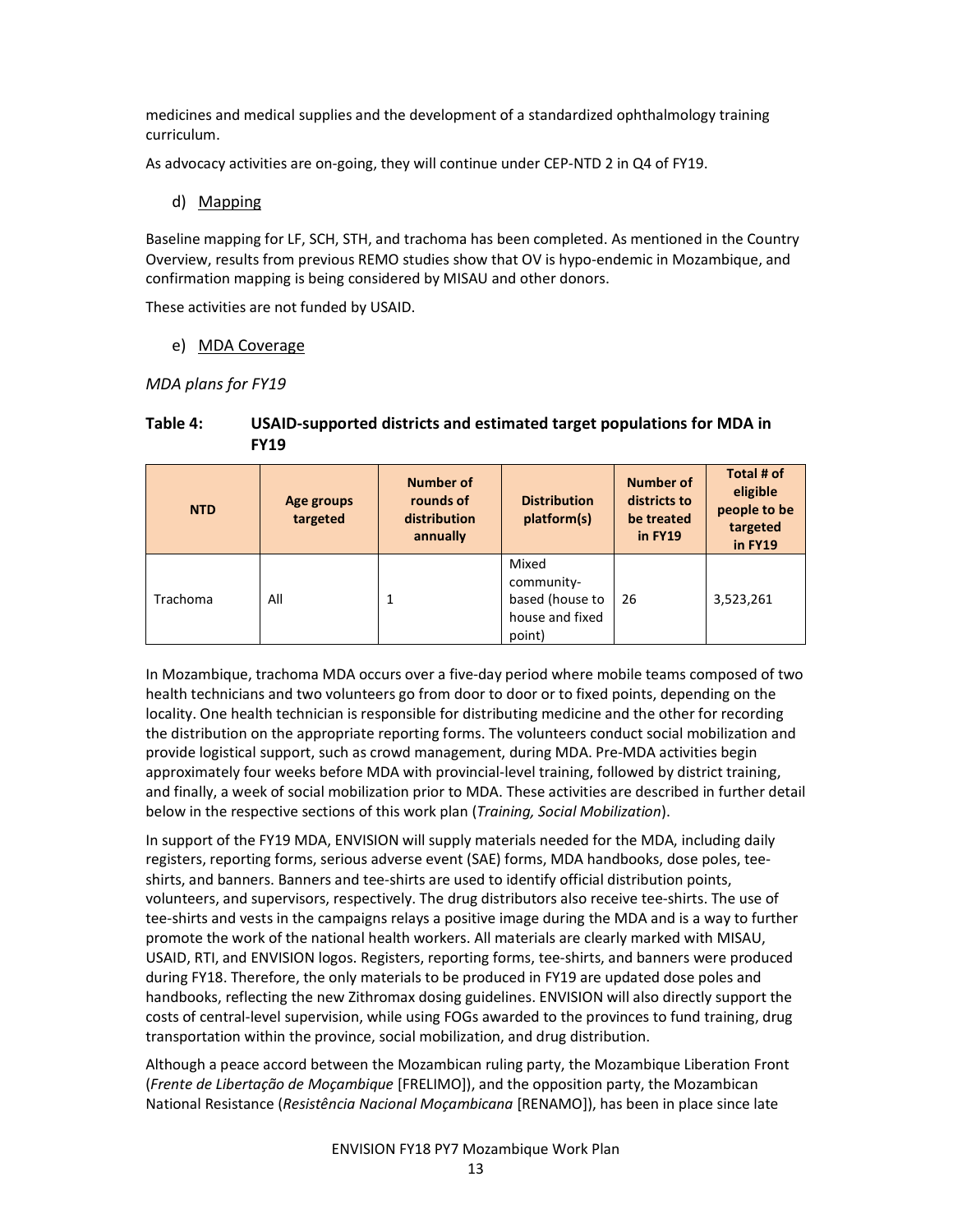medicines and medical supplies and the development of a standardized ophthalmology training curriculum.

As advocacy activities are on-going, they will continue under CEP-NTD 2 in Q4 of FY19.

### d) Mapping

Baseline mapping for LF, SCH, STH, and trachoma has been completed. As mentioned in the Country Overview, results from previous REMO studies show that OV is hypo-endemic in Mozambique, and confirmation mapping is being considered by MISAU and other donors.

These activities are not funded by USAID.

### e) MDA Coverage

*MDA plans for FY19*

**Table 4: USAID-supported districts and estimated target populations for MDA in FY19**

| NTD | Age groups targeted | Number of rounds of distribution annually | Distribution platform(s) | Number of districts to be treated in FY19 | Total # of eligible people to be targeted in FY19 |
|---|---|---|---|---|---|
| Trachoma | All | 1 | Mixed community-based (house to house and fixed point) | 26 | 3,523,261 |

In Mozambique, trachoma MDA occurs over a five-day period where mobile teams composed of two health technicians and two volunteers go from door to door or to fixed points, depending on the locality. One health technician is responsible for distributing medicine and the other for recording the distribution on the appropriate reporting forms. The volunteers conduct social mobilization and provide logistical support, such as crowd management, during MDA. Pre-MDA activities begin approximately four weeks before MDA with provincial-level training, followed by district training, and finally, a week of social mobilization prior to MDA. These activities are described in further detail below in the respective sections of this work plan (*Training, Social Mobilization*).

In support of the FY19 MDA, ENVISION will supply materials needed for the MDA, including daily registers, reporting forms, serious adverse event (SAE) forms, MDA handbooks, dose poles, tee-shirts, and banners. Banners and tee-shirts are used to identify official distribution points, volunteers, and supervisors, respectively. The drug distributors also receive tee-shirts. The use of tee-shirts and vests in the campaigns relays a positive image during the MDA and is a way to further promote the work of the national health workers. All materials are clearly marked with MISAU, USAID, RTI, and ENVISION logos. Registers, reporting forms, tee-shirts, and banners were produced during FY18. Therefore, the only materials to be produced in FY19 are updated dose poles and handbooks, reflecting the new Zithromax dosing guidelines. ENVISION will also directly support the costs of central-level supervision, while using FOGs awarded to the provinces to fund training, drug transportation within the province, social mobilization, and drug distribution.

Although a peace accord between the Mozambican ruling party, the Mozambique Liberation Front (*Frente de Libertação de Moçambique* [FRELIMO]), and the opposition party, the Mozambican National Resistance (*Resistência Nacional Moçambicana* [RENAMO]), has been in place since late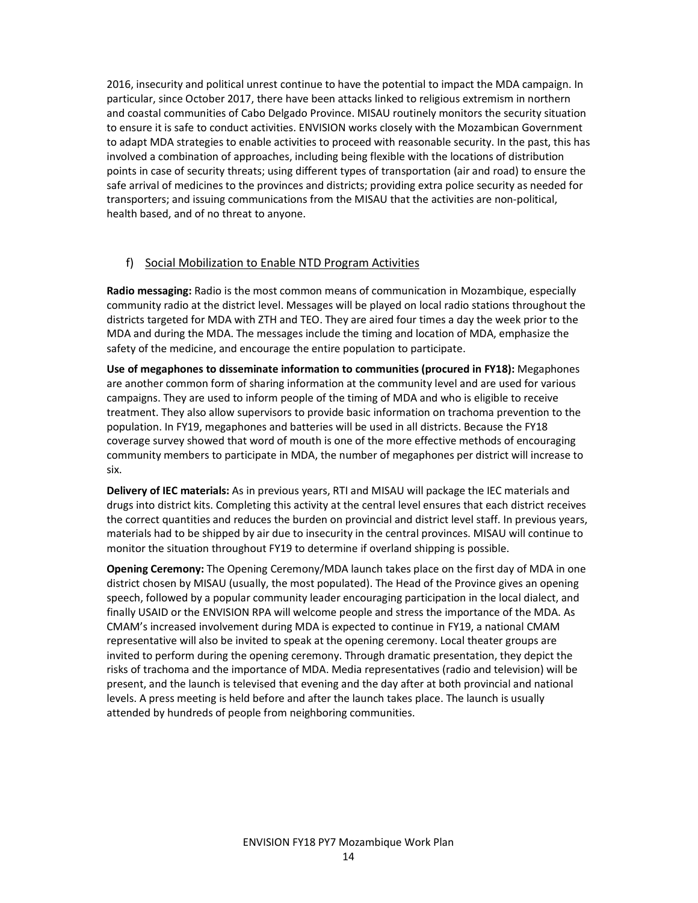2016, insecurity and political unrest continue to have the potential to impact the MDA campaign. In particular, since October 2017, there have been attacks linked to religious extremism in northern and coastal communities of Cabo Delgado Province. MISAU routinely monitors the security situation to ensure it is safe to conduct activities. ENVISION works closely with the Mozambican Government to adapt MDA strategies to enable activities to proceed with reasonable security. In the past, this has involved a combination of approaches, including being flexible with the locations of distribution points in case of security threats; using different types of transportation (air and road) to ensure the safe arrival of medicines to the provinces and districts; providing extra police security as needed for transporters; and issuing communications from the MISAU that the activities are non-political, health based, and of no threat to anyone.

### f) Social Mobilization to Enable NTD Program Activities

**Radio messaging:** Radio is the most common means of communication in Mozambique, especially community radio at the district level. Messages will be played on local radio stations throughout the districts targeted for MDA with ZTH and TEO. They are aired four times a day the week prior to the MDA and during the MDA. The messages include the timing and location of MDA, emphasize the safety of the medicine, and encourage the entire population to participate.

**Use of megaphones to disseminate information to communities (procured in FY18):** Megaphones are another common form of sharing information at the community level and are used for various campaigns. They are used to inform people of the timing of MDA and who is eligible to receive treatment. They also allow supervisors to provide basic information on trachoma prevention to the population. In FY19, megaphones and batteries will be used in all districts. Because the FY18 coverage survey showed that word of mouth is one of the more effective methods of encouraging community members to participate in MDA, the number of megaphones per district will increase to six.

**Delivery of IEC materials:** As in previous years, RTI and MISAU will package the IEC materials and drugs into district kits. Completing this activity at the central level ensures that each district receives the correct quantities and reduces the burden on provincial and district level staff. In previous years, materials had to be shipped by air due to insecurity in the central provinces. MISAU will continue to monitor the situation throughout FY19 to determine if overland shipping is possible.

**Opening Ceremony:** The Opening Ceremony/MDA launch takes place on the first day of MDA in one district chosen by MISAU (usually, the most populated). The Head of the Province gives an opening speech, followed by a popular community leader encouraging participation in the local dialect, and finally USAID or the ENVISION RPA will welcome people and stress the importance of the MDA. As CMAM's increased involvement during MDA is expected to continue in FY19, a national CMAM representative will also be invited to speak at the opening ceremony. Local theater groups are invited to perform during the opening ceremony. Through dramatic presentation, they depict the risks of trachoma and the importance of MDA. Media representatives (radio and television) will be present, and the launch is televised that evening and the day after at both provincial and national levels. A press meeting is held before and after the launch takes place. The launch is usually attended by hundreds of people from neighboring communities.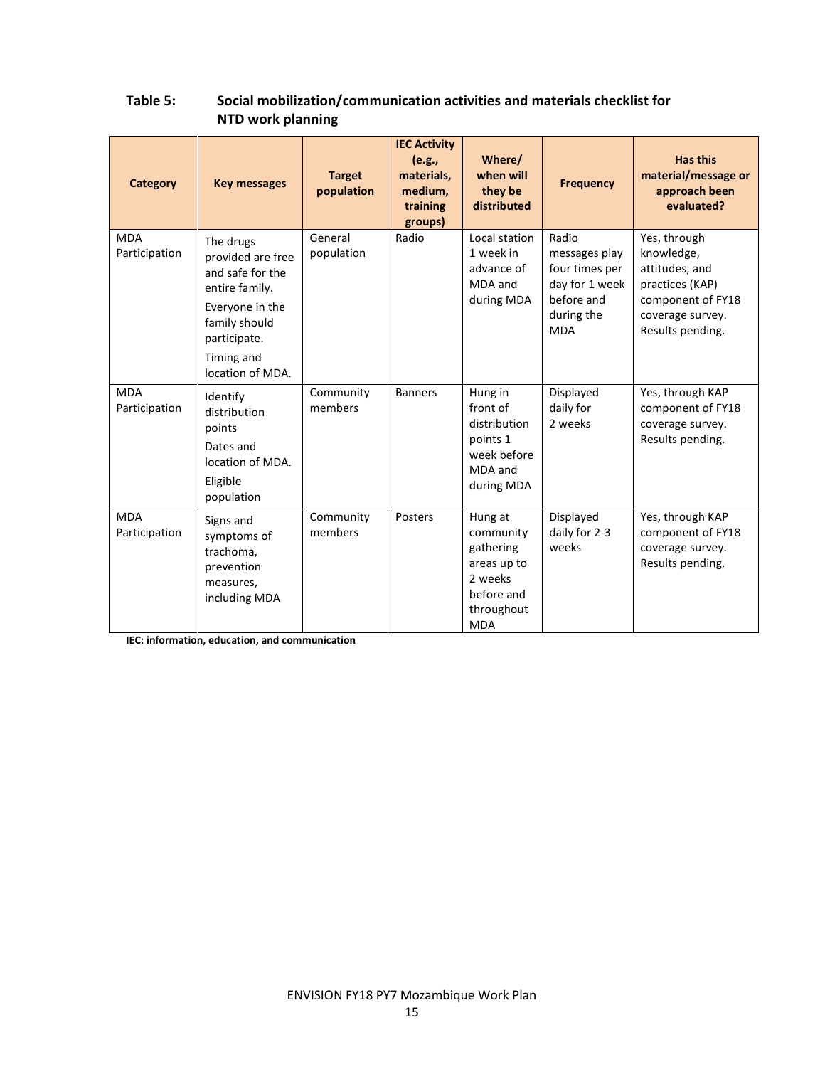**Table 5: Social mobilization/communication activities and materials checklist for NTD work planning**

| Category | Key messages | Target population | IEC Activity (e.g., materials, medium, training groups) | Where/ when will they be distributed | Frequency | Has this material/message or approach been evaluated? |
|---|---|---|---|---|---|---|
| MDA Participation | The drugs provided are free and safe for the entire family.<br>Everyone in the family should participate.<br>Timing and location of MDA. | General population | Radio | Local station 1 week in advance of MDA and during MDA | Radio messages play four times per day for 1 week before and during the MDA | Yes, through knowledge, attitudes, and practices (KAP) component of FY18 coverage survey. Results pending. |
| MDA Participation | Identify distribution points<br>Dates and location of MDA.<br>Eligible population | Community members | Banners | Hung in front of distribution points 1 week before MDA and during MDA | Displayed daily for 2 weeks | Yes, through KAP component of FY18 coverage survey. Results pending. |
| MDA Participation | Signs and symptoms of trachoma, prevention measures, including MDA | Community members | Posters | Hung at community gathering areas up to 2 weeks before and throughout MDA | Displayed daily for 2-3 weeks | Yes, through KAP component of FY18 coverage survey. Results pending. |

**IEC: information, education, and communication**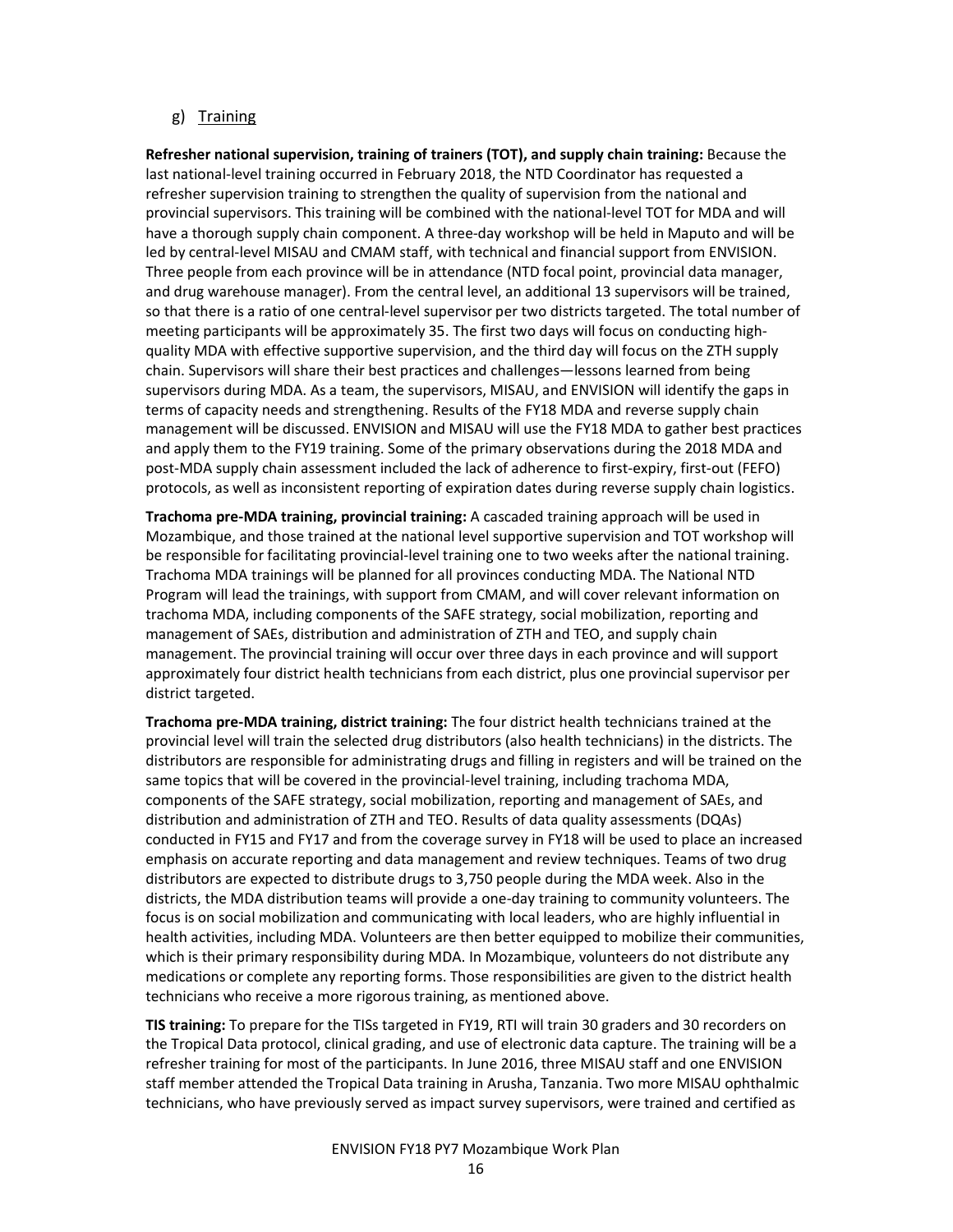### g) Training

**Refresher national supervision, training of trainers (TOT), and supply chain training:** Because the last national-level training occurred in February 2018, the NTD Coordinator has requested a refresher supervision training to strengthen the quality of supervision from the national and provincial supervisors. This training will be combined with the national-level TOT for MDA and will have a thorough supply chain component. A three-day workshop will be held in Maputo and will be led by central-level MISAU and CMAM staff, with technical and financial support from ENVISION. Three people from each province will be in attendance (NTD focal point, provincial data manager, and drug warehouse manager). From the central level, an additional 13 supervisors will be trained, so that there is a ratio of one central-level supervisor per two districts targeted. The total number of meeting participants will be approximately 35. The first two days will focus on conducting high-quality MDA with effective supportive supervision, and the third day will focus on the ZTH supply chain. Supervisors will share their best practices and challenges—lessons learned from being supervisors during MDA. As a team, the supervisors, MISAU, and ENVISION will identify the gaps in terms of capacity needs and strengthening. Results of the FY18 MDA and reverse supply chain management will be discussed. ENVISION and MISAU will use the FY18 MDA to gather best practices and apply them to the FY19 training. Some of the primary observations during the 2018 MDA and post-MDA supply chain assessment included the lack of adherence to first-expiry, first-out (FEFO) protocols, as well as inconsistent reporting of expiration dates during reverse supply chain logistics.

**Trachoma pre-MDA training, provincial training:** A cascaded training approach will be used in Mozambique, and those trained at the national level supportive supervision and TOT workshop will be responsible for facilitating provincial-level training one to two weeks after the national training. Trachoma MDA trainings will be planned for all provinces conducting MDA. The National NTD Program will lead the trainings, with support from CMAM, and will cover relevant information on trachoma MDA, including components of the SAFE strategy, social mobilization, reporting and management of SAEs, distribution and administration of ZTH and TEO, and supply chain management. The provincial training will occur over three days in each province and will support approximately four district health technicians from each district, plus one provincial supervisor per district targeted.

**Trachoma pre-MDA training, district training:** The four district health technicians trained at the provincial level will train the selected drug distributors (also health technicians) in the districts. The distributors are responsible for administrating drugs and filling in registers and will be trained on the same topics that will be covered in the provincial-level training, including trachoma MDA, components of the SAFE strategy, social mobilization, reporting and management of SAEs, and distribution and administration of ZTH and TEO. Results of data quality assessments (DQAs) conducted in FY15 and FY17 and from the coverage survey in FY18 will be used to place an increased emphasis on accurate reporting and data management and review techniques. Teams of two drug distributors are expected to distribute drugs to 3,750 people during the MDA week. Also in the districts, the MDA distribution teams will provide a one-day training to community volunteers. The focus is on social mobilization and communicating with local leaders, who are highly influential in health activities, including MDA. Volunteers are then better equipped to mobilize their communities, which is their primary responsibility during MDA. In Mozambique, volunteers do not distribute any medications or complete any reporting forms. Those responsibilities are given to the district health technicians who receive a more rigorous training, as mentioned above.

**TIS training:** To prepare for the TISs targeted in FY19, RTI will train 30 graders and 30 recorders on the Tropical Data protocol, clinical grading, and use of electronic data capture. The training will be a refresher training for most of the participants. In June 2016, three MISAU staff and one ENVISION staff member attended the Tropical Data training in Arusha, Tanzania. Two more MISAU ophthalmic technicians, who have previously served as impact survey supervisors, were trained and certified as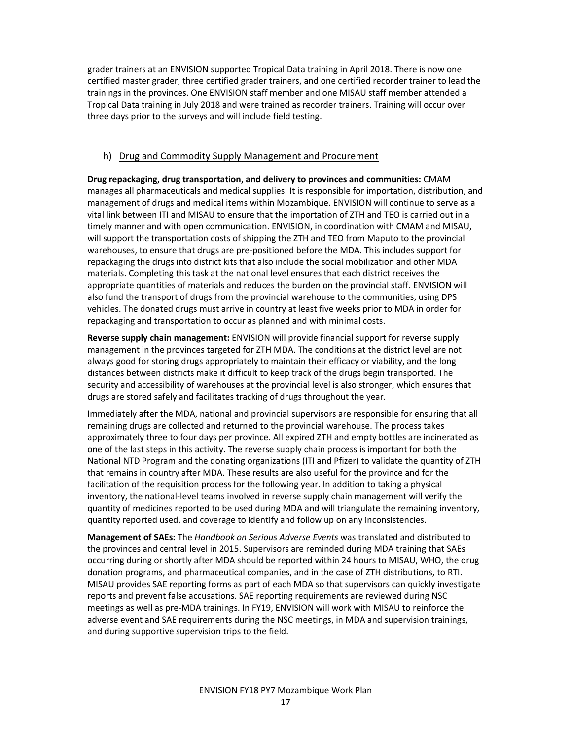grader trainers at an ENVISION supported Tropical Data training in April 2018. There is now one certified master grader, three certified grader trainers, and one certified recorder trainer to lead the trainings in the provinces. One ENVISION staff member and one MISAU staff member attended a Tropical Data training in July 2018 and were trained as recorder trainers. Training will occur over three days prior to the surveys and will include field testing.

### h) Drug and Commodity Supply Management and Procurement

**Drug repackaging, drug transportation, and delivery to provinces and communities:** CMAM manages all pharmaceuticals and medical supplies. It is responsible for importation, distribution, and management of drugs and medical items within Mozambique. ENVISION will continue to serve as a vital link between ITI and MISAU to ensure that the importation of ZTH and TEO is carried out in a timely manner and with open communication. ENVISION, in coordination with CMAM and MISAU, will support the transportation costs of shipping the ZTH and TEO from Maputo to the provincial warehouses, to ensure that drugs are pre-positioned before the MDA. This includes support for repackaging the drugs into district kits that also include the social mobilization and other MDA materials. Completing this task at the national level ensures that each district receives the appropriate quantities of materials and reduces the burden on the provincial staff. ENVISION will also fund the transport of drugs from the provincial warehouse to the communities, using DPS vehicles. The donated drugs must arrive in country at least five weeks prior to MDA in order for repackaging and transportation to occur as planned and with minimal costs.

**Reverse supply chain management:** ENVISION will provide financial support for reverse supply management in the provinces targeted for ZTH MDA. The conditions at the district level are not always good for storing drugs appropriately to maintain their efficacy or viability, and the long distances between districts make it difficult to keep track of the drugs begin transported. The security and accessibility of warehouses at the provincial level is also stronger, which ensures that drugs are stored safely and facilitates tracking of drugs throughout the year.

Immediately after the MDA, national and provincial supervisors are responsible for ensuring that all remaining drugs are collected and returned to the provincial warehouse. The process takes approximately three to four days per province. All expired ZTH and empty bottles are incinerated as one of the last steps in this activity. The reverse supply chain process is important for both the National NTD Program and the donating organizations (ITI and Pfizer) to validate the quantity of ZTH that remains in country after MDA. These results are also useful for the province and for the facilitation of the requisition process for the following year. In addition to taking a physical inventory, the national-level teams involved in reverse supply chain management will verify the quantity of medicines reported to be used during MDA and will triangulate the remaining inventory, quantity reported used, and coverage to identify and follow up on any inconsistencies.

**Management of SAEs:** The *Handbook on Serious Adverse Events* was translated and distributed to the provinces and central level in 2015. Supervisors are reminded during MDA training that SAEs occurring during or shortly after MDA should be reported within 24 hours to MISAU, WHO, the drug donation programs, and pharmaceutical companies, and in the case of ZTH distributions, to RTI. MISAU provides SAE reporting forms as part of each MDA so that supervisors can quickly investigate reports and prevent false accusations. SAE reporting requirements are reviewed during NSC meetings as well as pre-MDA trainings. In FY19, ENVISION will work with MISAU to reinforce the adverse event and SAE requirements during the NSC meetings, in MDA and supervision trainings, and during supportive supervision trips to the field.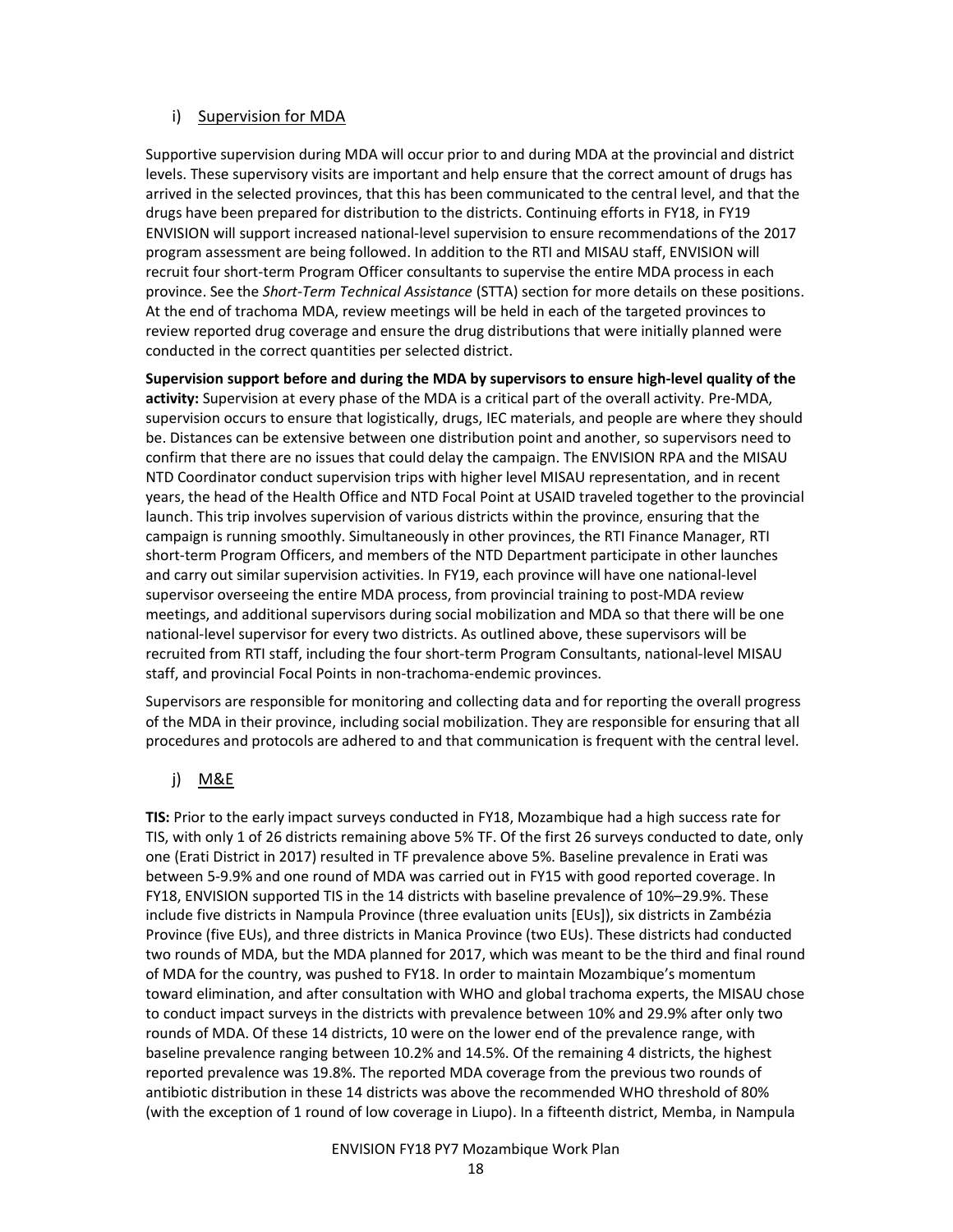### i) Supervision for MDA

Supportive supervision during MDA will occur prior to and during MDA at the provincial and district levels. These supervisory visits are important and help ensure that the correct amount of drugs has arrived in the selected provinces, that this has been communicated to the central level, and that the drugs have been prepared for distribution to the districts. Continuing efforts in FY18, in FY19 ENVISION will support increased national-level supervision to ensure recommendations of the 2017 program assessment are being followed. In addition to the RTI and MISAU staff, ENVISION will recruit four short-term Program Officer consultants to supervise the entire MDA process in each province. See the *Short-Term Technical Assistance* (STTA) section for more details on these positions. At the end of trachoma MDA, review meetings will be held in each of the targeted provinces to review reported drug coverage and ensure the drug distributions that were initially planned were conducted in the correct quantities per selected district.

**Supervision support before and during the MDA by supervisors to ensure high-level quality of the activity:** Supervision at every phase of the MDA is a critical part of the overall activity. Pre-MDA, supervision occurs to ensure that logistically, drugs, IEC materials, and people are where they should be. Distances can be extensive between one distribution point and another, so supervisors need to confirm that there are no issues that could delay the campaign. The ENVISION RPA and the MISAU NTD Coordinator conduct supervision trips with higher level MISAU representation, and in recent years, the head of the Health Office and NTD Focal Point at USAID traveled together to the provincial launch. This trip involves supervision of various districts within the province, ensuring that the campaign is running smoothly. Simultaneously in other provinces, the RTI Finance Manager, RTI short-term Program Officers, and members of the NTD Department participate in other launches and carry out similar supervision activities. In FY19, each province will have one national-level supervisor overseeing the entire MDA process, from provincial training to post-MDA review meetings, and additional supervisors during social mobilization and MDA so that there will be one national-level supervisor for every two districts. As outlined above, these supervisors will be recruited from RTI staff, including the four short-term Program Consultants, national-level MISAU staff, and provincial Focal Points in non-trachoma-endemic provinces.

Supervisors are responsible for monitoring and collecting data and for reporting the overall progress of the MDA in their province, including social mobilization. They are responsible for ensuring that all procedures and protocols are adhered to and that communication is frequent with the central level.

### j) M&E

**TIS:** Prior to the early impact surveys conducted in FY18, Mozambique had a high success rate for TIS, with only 1 of 26 districts remaining above 5% TF. Of the first 26 surveys conducted to date, only one (Erati District in 2017) resulted in TF prevalence above 5%. Baseline prevalence in Erati was between 5-9.9% and one round of MDA was carried out in FY15 with good reported coverage. In FY18, ENVISION supported TIS in the 14 districts with baseline prevalence of 10%–29.9%. These include five districts in Nampula Province (three evaluation units [EUs]), six districts in Zambézia Province (five EUs), and three districts in Manica Province (two EUs). These districts had conducted two rounds of MDA, but the MDA planned for 2017, which was meant to be the third and final round of MDA for the country, was pushed to FY18. In order to maintain Mozambique's momentum toward elimination, and after consultation with WHO and global trachoma experts, the MISAU chose to conduct impact surveys in the districts with prevalence between 10% and 29.9% after only two rounds of MDA. Of these 14 districts, 10 were on the lower end of the prevalence range, with baseline prevalence ranging between 10.2% and 14.5%. Of the remaining 4 districts, the highest reported prevalence was 19.8%. The reported MDA coverage from the previous two rounds of antibiotic distribution in these 14 districts was above the recommended WHO threshold of 80% (with the exception of 1 round of low coverage in Liupo). In a fifteenth district, Memba, in Nampula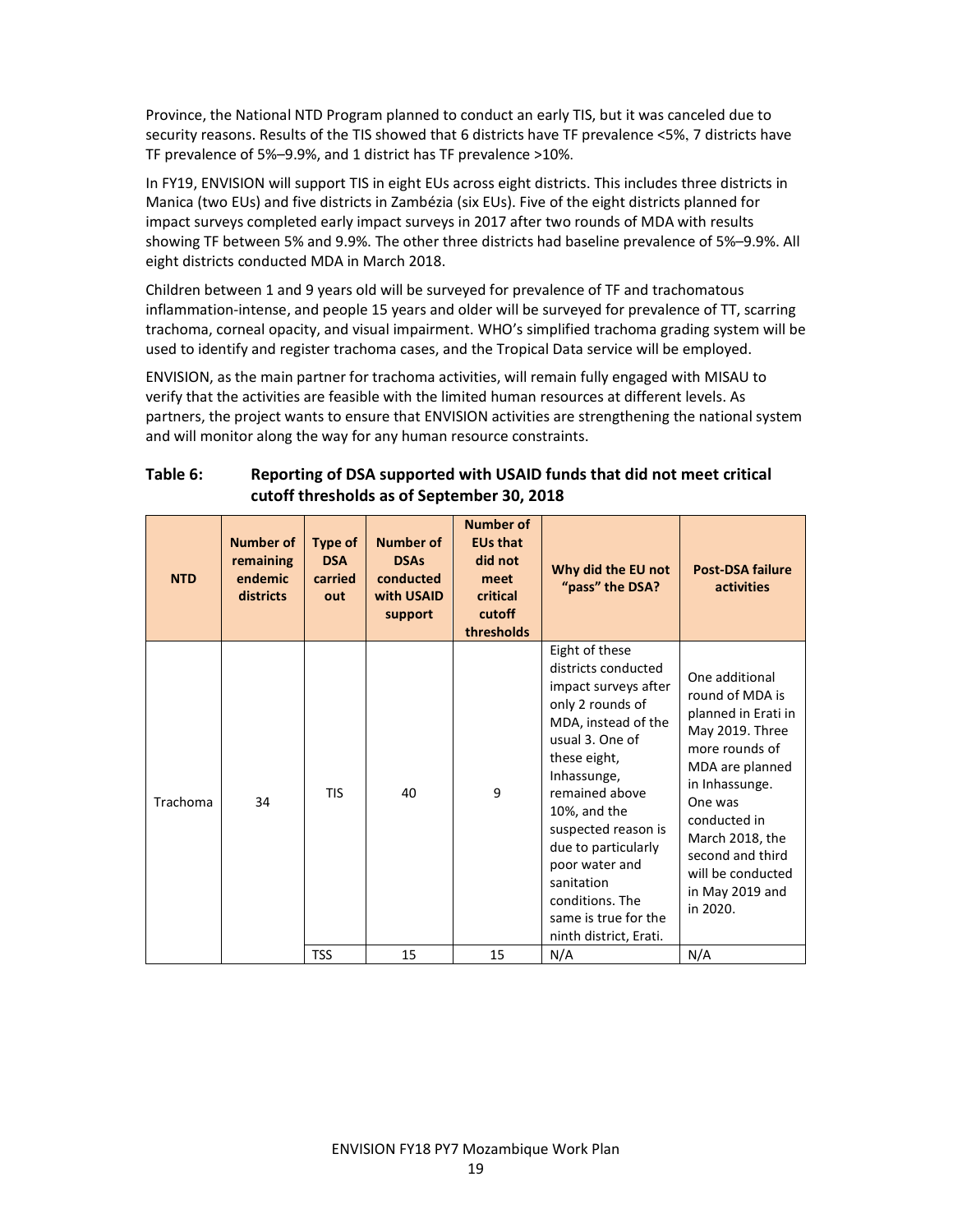Province, the National NTD Program planned to conduct an early TIS, but it was canceled due to security reasons. Results of the TIS showed that 6 districts have TF prevalence <5%, 7 districts have TF prevalence of 5%–9.9%, and 1 district has TF prevalence >10%.

In FY19, ENVISION will support TIS in eight EUs across eight districts. This includes three districts in Manica (two EUs) and five districts in Zambézia (six EUs). Five of the eight districts planned for impact surveys completed early impact surveys in 2017 after two rounds of MDA with results showing TF between 5% and 9.9%. The other three districts had baseline prevalence of 5%–9.9%. All eight districts conducted MDA in March 2018.

Children between 1 and 9 years old will be surveyed for prevalence of TF and trachomatous inflammation-intense, and people 15 years and older will be surveyed for prevalence of TT, scarring trachoma, corneal opacity, and visual impairment. WHO's simplified trachoma grading system will be used to identify and register trachoma cases, and the Tropical Data service will be employed.

ENVISION, as the main partner for trachoma activities, will remain fully engaged with MISAU to verify that the activities are feasible with the limited human resources at different levels. As partners, the project wants to ensure that ENVISION activities are strengthening the national system and will monitor along the way for any human resource constraints.

**Table 6: Reporting of DSA supported with USAID funds that did not meet critical cutoff thresholds as of September 30, 2018**

| NTD | Number of remaining endemic districts | Type of DSA carried out | Number of DSAs conducted with USAID support | Number of EUs that did not meet critical cutoff thresholds | Why did the EU not "pass" the DSA? | Post-DSA failure activities |
|---|---|---|---|---|---|---|
| Trachoma | 34 | TIS | 40 | 9 | Eight of these districts conducted impact surveys after only 2 rounds of MDA, instead of the usual 3. One of these eight, Inhassunge, remained above 10%, and the suspected reason is due to particularly poor water and sanitation conditions. The same is true for the ninth district, Erati. | One additional round of MDA is planned in Erati in May 2019. Three more rounds of MDA are planned in Inhassunge. One was conducted in March 2018, the second and third will be conducted in May 2019 and in 2020. |
| | | TSS | 15 | 15 | N/A | N/A |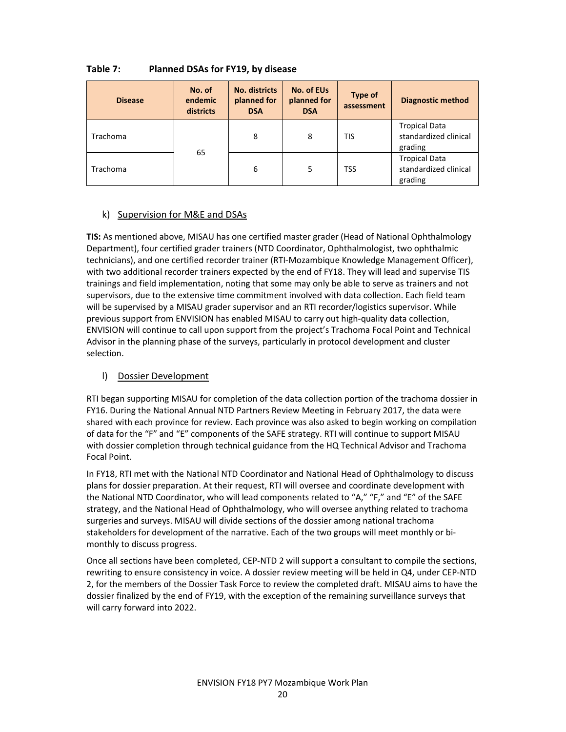**Table 7: Planned DSAs for FY19, by disease**

| Disease | No. of endemic districts | No. districts planned for DSA | No. of EUs planned for DSA | Type of assessment | Diagnostic method |
|---|---|---|---|---|---|
| Trachoma | 65 | 8 | 8 | TIS | Tropical Data standardized clinical grading |
| Trachoma | | 6 | 5 | TSS | Tropical Data standardized clinical grading |

### k) Supervision for M&E and DSAs

**TIS:** As mentioned above, MISAU has one certified master grader (Head of National Ophthalmology Department), four certified grader trainers (NTD Coordinator, Ophthalmologist, two ophthalmic technicians), and one certified recorder trainer (RTI-Mozambique Knowledge Management Officer), with two additional recorder trainers expected by the end of FY18. They will lead and supervise TIS trainings and field implementation, noting that some may only be able to serve as trainers and not supervisors, due to the extensive time commitment involved with data collection. Each field team will be supervised by a MISAU grader supervisor and an RTI recorder/logistics supervisor. While previous support from ENVISION has enabled MISAU to carry out high-quality data collection, ENVISION will continue to call upon support from the project's Trachoma Focal Point and Technical Advisor in the planning phase of the surveys, particularly in protocol development and cluster selection.

### l) Dossier Development

RTI began supporting MISAU for completion of the data collection portion of the trachoma dossier in FY16. During the National Annual NTD Partners Review Meeting in February 2017, the data were shared with each province for review. Each province was also asked to begin working on compilation of data for the "F" and "E" components of the SAFE strategy. RTI will continue to support MISAU with dossier completion through technical guidance from the HQ Technical Advisor and Trachoma Focal Point.

In FY18, RTI met with the National NTD Coordinator and National Head of Ophthalmology to discuss plans for dossier preparation. At their request, RTI will oversee and coordinate development with the National NTD Coordinator, who will lead components related to "A," "F," and "E" of the SAFE strategy, and the National Head of Ophthalmology, who will oversee anything related to trachoma surgeries and surveys. MISAU will divide sections of the dossier among national trachoma stakeholders for development of the narrative. Each of the two groups will meet monthly or bi-monthly to discuss progress.

Once all sections have been completed, CEP-NTD 2 will support a consultant to compile the sections, rewriting to ensure consistency in voice. A dossier review meeting will be held in Q4, under CEP-NTD 2, for the members of the Dossier Task Force to review the completed draft. MISAU aims to have the dossier finalized by the end of FY19, with the exception of the remaining surveillance surveys that will carry forward into 2022.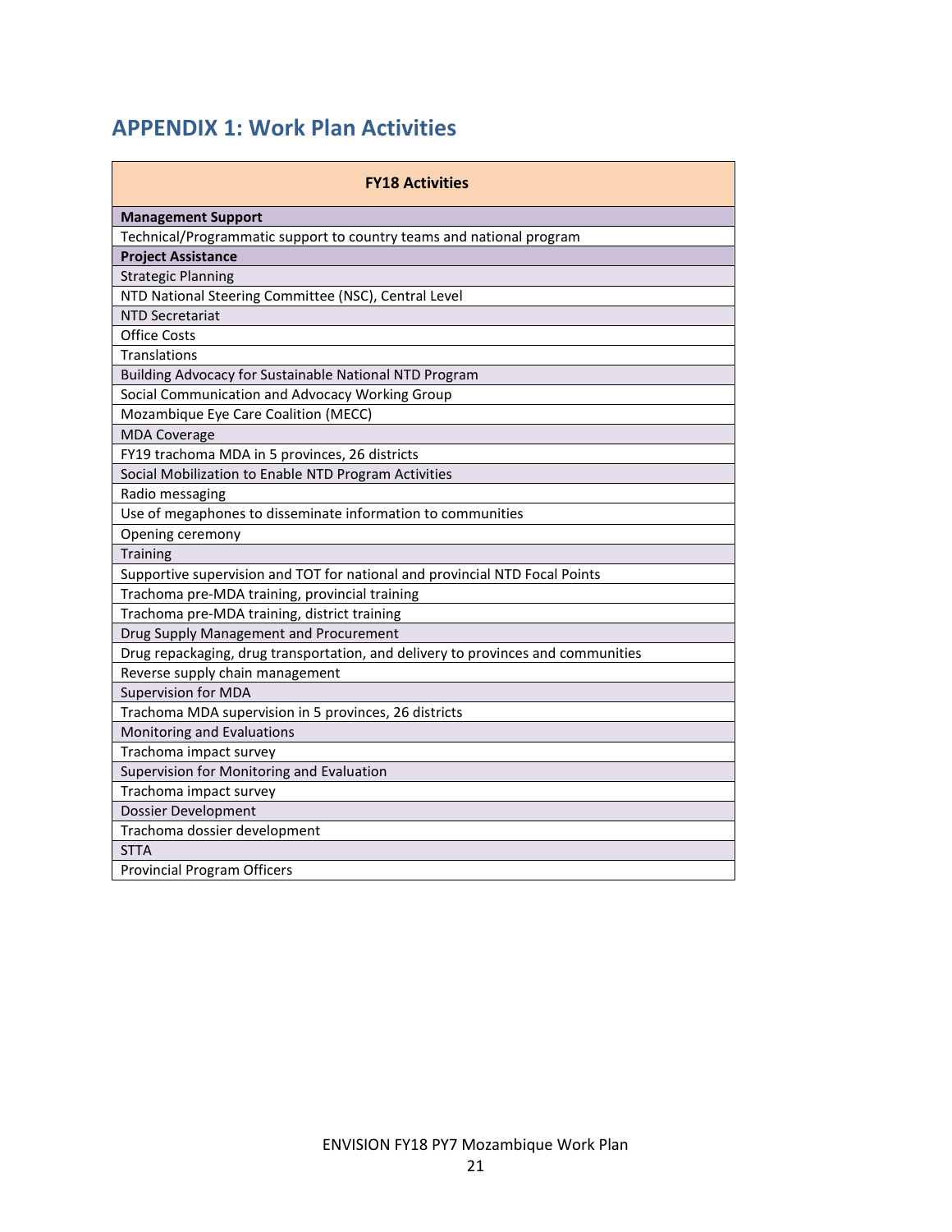# APPENDIX 1: Work Plan Activities

| FY18 Activities |
|---|
| **Management Support** |
| Technical/Programmatic support to country teams and national program |
| **Project Assistance** |
| Strategic Planning |
| NTD National Steering Committee (NSC), Central Level |
| NTD Secretariat |
| Office Costs |
| Translations |
| Building Advocacy for Sustainable National NTD Program |
| Social Communication and Advocacy Working Group |
| Mozambique Eye Care Coalition (MECC) |
| MDA Coverage |
| FY19 trachoma MDA in 5 provinces, 26 districts |
| Social Mobilization to Enable NTD Program Activities |
| Radio messaging |
| Use of megaphones to disseminate information to communities |
| Opening ceremony |
| Training |
| Supportive supervision and TOT for national and provincial NTD Focal Points |
| Trachoma pre-MDA training, provincial training |
| Trachoma pre-MDA training, district training |
| Drug Supply Management and Procurement |
| Drug repackaging, drug transportation, and delivery to provinces and communities |
| Reverse supply chain management |
| Supervision for MDA |
| Trachoma MDA supervision in 5 provinces, 26 districts |
| Monitoring and Evaluations |
| Trachoma impact survey |
| Supervision for Monitoring and Evaluation |
| Trachoma impact survey |
| Dossier Development |
| Trachoma dossier development |
| STTA |
| Provincial Program Officers |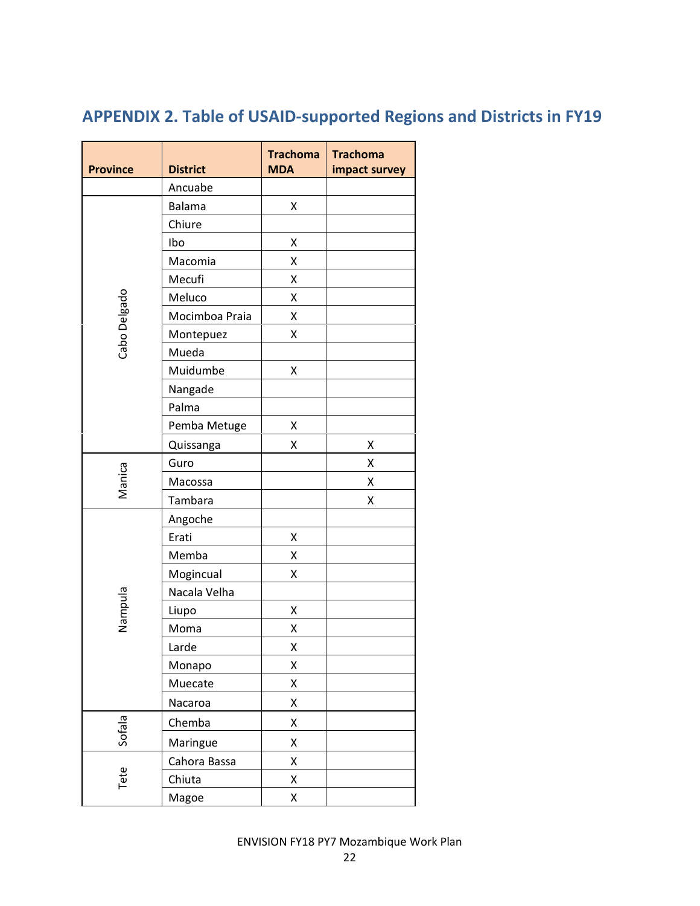## APPENDIX 2. Table of USAID-supported Regions and Districts in FY19

| Province | District | Trachoma MDA | Trachoma impact survey |
|---|---|---|---|
| | Ancuabe | | |
| Cabo Delgado | Balama | X | |
| | Chiure | | |
| | Ibo | X | |
| | Macomia | X | |
| | Mecufi | X | |
| | Meluco | X | |
| | Mocimboa Praia | X | |
| | Montepuez | X | |
| | Mueda | | |
| | Muidumbe | X | |
| | Nangade | | |
| | Palma | | |
| | Pemba Metuge | X | |
| | Quissanga | X | X |
| Manica | Guro | | X |
| | Macossa | | X |
| | Tambara | | X |
| Nampula | Angoche | | |
| | Erati | X | |
| | Memba | X | |
| | Mogincual | X | |
| | Nacala Velha | | |
| | Liupo | X | |
| | Moma | X | |
| | Larde | X | |
| | Monapo | X | |
| | Muecate | X | |
| | Nacaroa | X | |
| Sofala | Chemba | X | |
| | Maringue | X | |
| Tete | Cahora Bassa | X | |
| | Chiuta | X | |
| | Magoe | X | |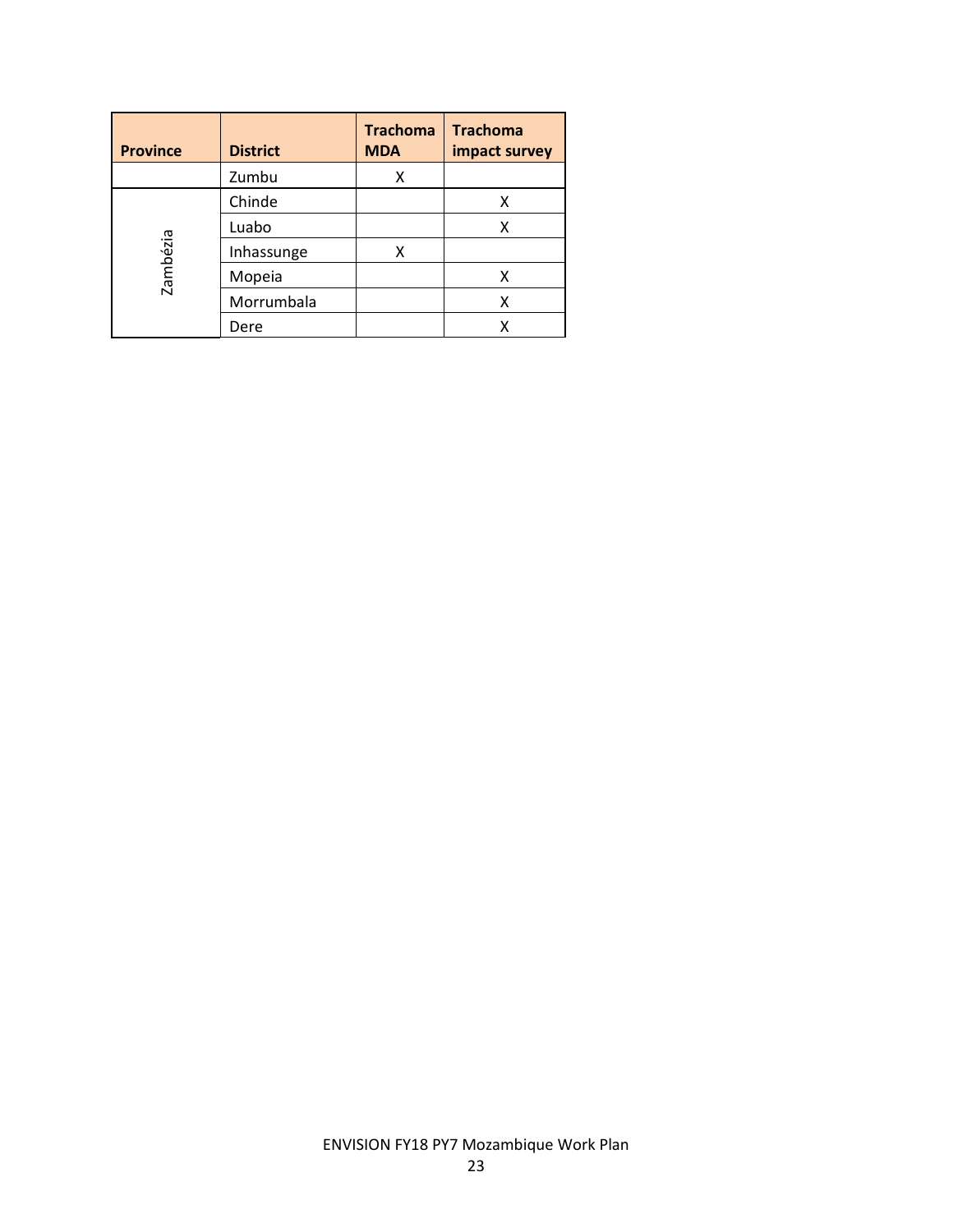| Province | District | Trachoma MDA | Trachoma impact survey |
| --- | --- | --- | --- |
| | Zumbu | X | |
| Zambézia | Chinde | | X |
| | Luabo | | X |
| | Inhassunge | X | |
| | Mopeia | | X |
| | Morrumbala | | X |
| | Dere | | X |